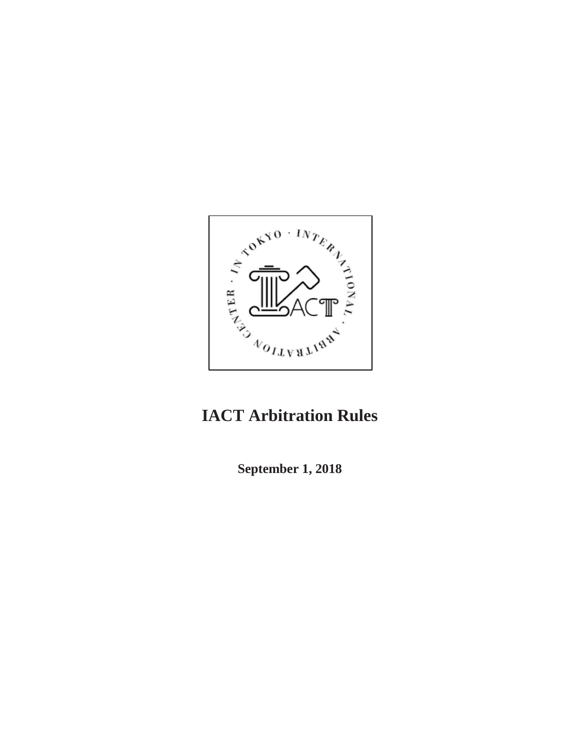# IACT Arbitration Rules

**September 1, 2018**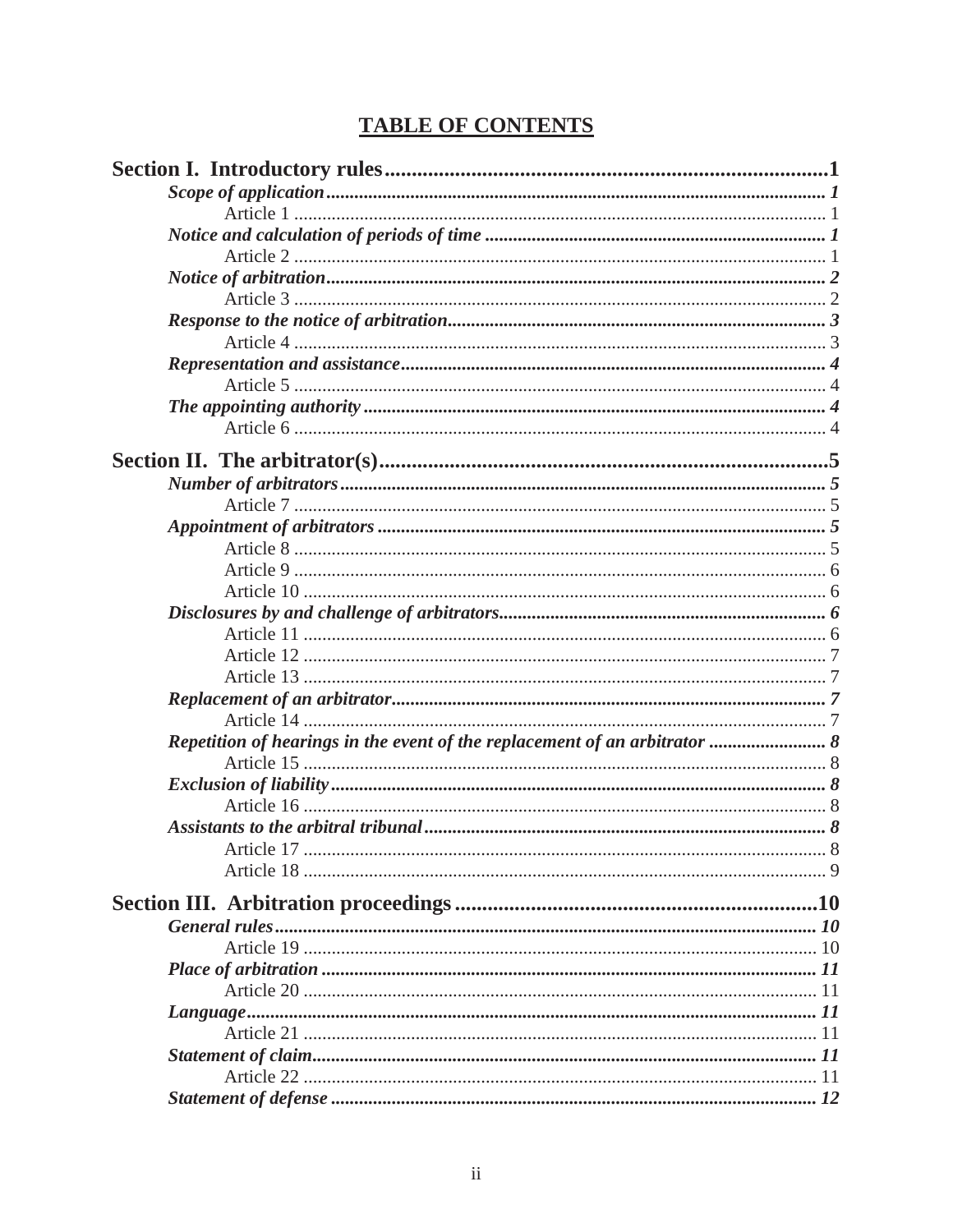# TABLE OF CONTENTS

**Section I. Introductory rules** ........ **1**

- ***Scope of application*** ........ ***1***
  - Article 1 ........ 1
- ***Notice and calculation of periods of time*** ........ ***1***
  - Article 2 ........ 1
- ***Notice of arbitration*** ........ ***2***
  - Article 3 ........ 2
- ***Response to the notice of arbitration*** ........ ***3***
  - Article 4 ........ 3
- ***Representation and assistance*** ........ ***4***
  - Article 5 ........ 4
- ***The appointing authority*** ........ ***4***
  - Article 6 ........ 4

**Section II. The arbitrator(s)** ........ **5**

- ***Number of arbitrators*** ........ ***5***
  - Article 7 ........ 5
- ***Appointment of arbitrators*** ........ ***5***
  - Article 8 ........ 5
  - Article 9 ........ 6
  - Article 10 ........ 6
- ***Disclosures by and challenge of arbitrators*** ........ ***6***
  - Article 11 ........ 6
  - Article 12 ........ 7
  - Article 13 ........ 7
- ***Replacement of an arbitrator*** ........ ***7***
  - Article 14 ........ 7
- ***Repetition of hearings in the event of the replacement of an arbitrator*** ........ ***8***
  - Article 15 ........ 8
- ***Exclusion of liability*** ........ ***8***
  - Article 16 ........ 8
- ***Assistants to the arbitral tribunal*** ........ ***8***
  - Article 17 ........ 8
  - Article 18 ........ 9

**Section III. Arbitration proceedings** ........ **10**

- ***General rules*** ........ ***10***
  - Article 19 ........ 10
- ***Place of arbitration*** ........ ***11***
  - Article 20 ........ 11
- ***Language*** ........ ***11***
  - Article 21 ........ 11
- ***Statement of claim*** ........ ***11***
  - Article 22 ........ 11
- ***Statement of defense*** ........ ***12***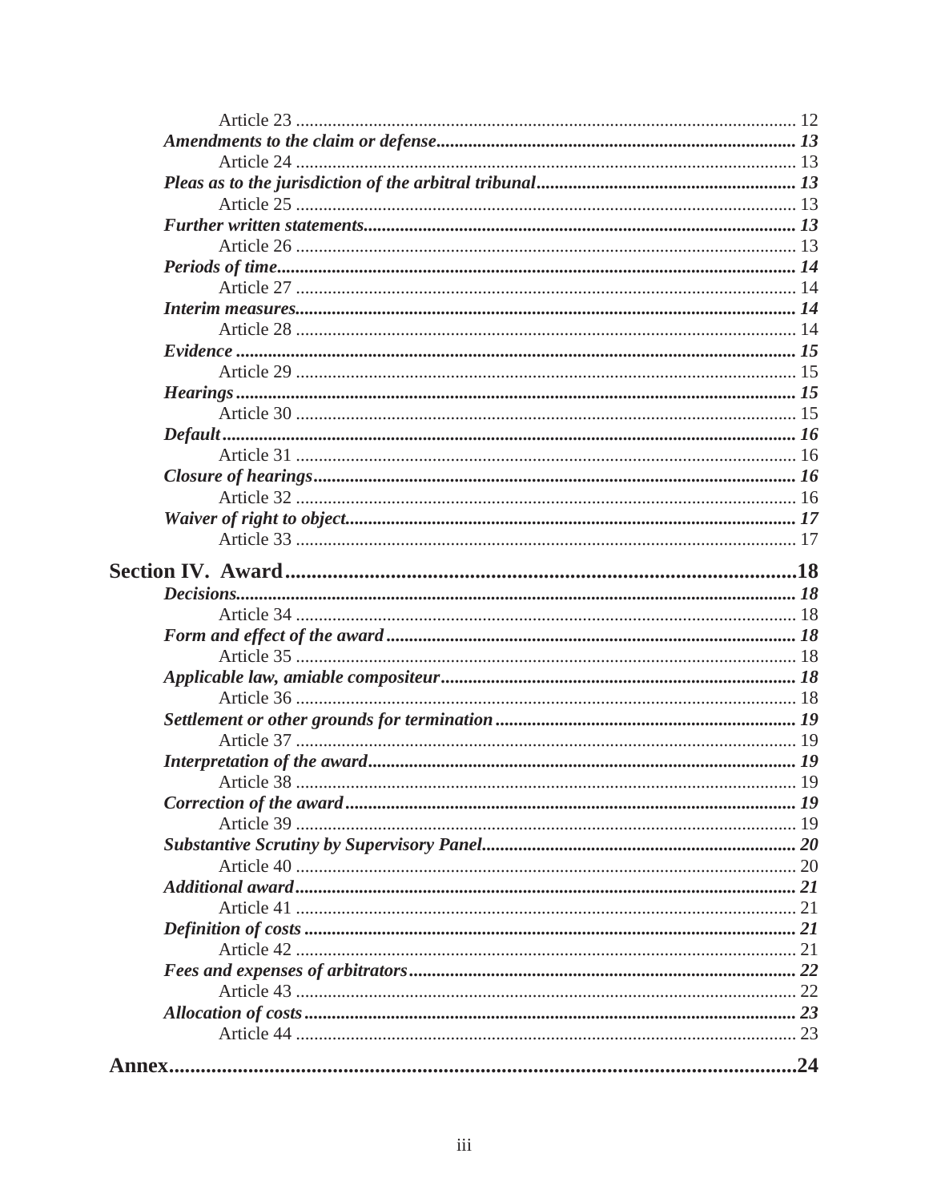Article 23 ............................................................................................................ 12

***Amendments to the claim or defense*** ........................................................................... ***13***

Article 24 ............................................................................................................ 13

***Pleas as to the jurisdiction of the arbitral tribunal*** ........................................................ ***13***

Article 25 ............................................................................................................ 13

***Further written statements*** ........................................................................................... ***13***

Article 26 ............................................................................................................ 13

***Periods of time*** ................................................................................................................ ***14***

Article 27 ............................................................................................................ 14

***Interim measures*** ............................................................................................................ ***14***

Article 28 ............................................................................................................ 14

***Evidence*** ......................................................................................................................... ***15***

Article 29 ............................................................................................................ 15

***Hearings*** ......................................................................................................................... ***15***

Article 30 ............................................................................................................ 15

***Default*** ............................................................................................................................ ***16***

Article 31 ............................................................................................................ 16

***Closure of hearings*** ........................................................................................................ ***16***

Article 32 ............................................................................................................ 16

***Waiver of right to object*** ................................................................................................. ***17***

Article 33 ............................................................................................................ 17

**Section IV. Award** ............................................................................................**18**

***Decisions*** ........................................................................................................................ ***18***

Article 34 ............................................................................................................ 18

***Form and effect of the award*** ......................................................................................... ***18***

Article 35 ............................................................................................................ 18

***Applicable law, amiable compositeur*** ............................................................................. ***18***

Article 36 ............................................................................................................ 18

***Settlement or other grounds for termination*** ................................................................. ***19***

Article 37 ............................................................................................................ 19

***Interpretation of the award*** ............................................................................................. ***19***

Article 38 ............................................................................................................ 19

***Correction of the award*** .................................................................................................. ***19***

Article 39 ............................................................................................................ 19

***Substantive Scrutiny by Supervisory Panel*** .................................................................... ***20***

Article 40 ............................................................................................................ 20

***Additional award*** ............................................................................................................ ***21***

Article 41 ............................................................................................................ 21

***Definition of costs*** ........................................................................................................... ***21***

Article 42 ............................................................................................................ 21

***Fees and expenses of arbitrators*** .................................................................................... ***22***

Article 43 ............................................................................................................ 22

***Allocation of costs*** ........................................................................................................... ***23***

Article 44 ............................................................................................................ 23

**Annex** .................................................................................................................**24**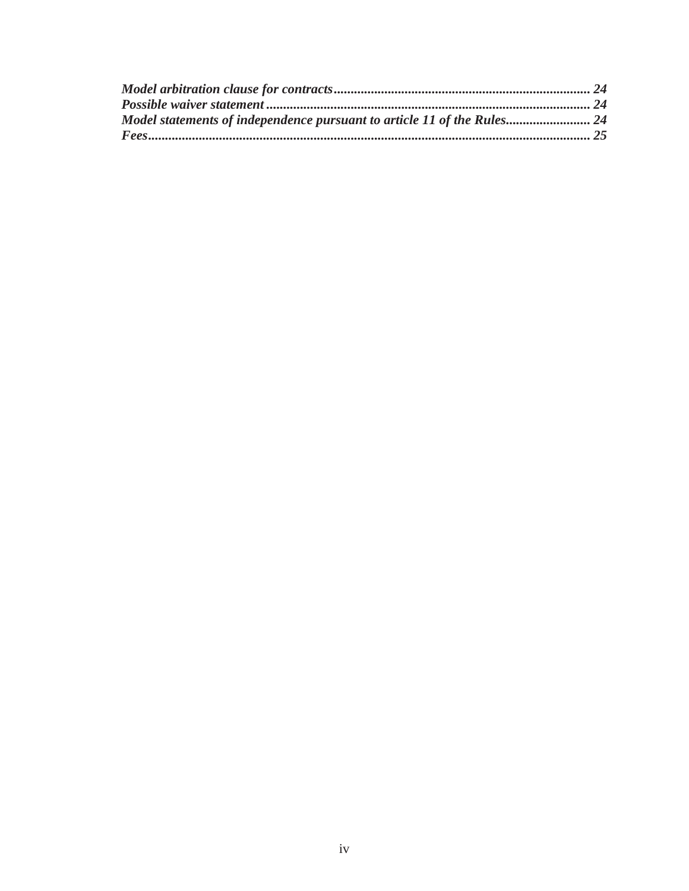***Model arbitration clause for contracts*** ........................................................................... **24**
***Possible waiver statement*** ............................................................................................... **24**
***Model statements of independence pursuant to article 11 of the Rules*** ......................... **24**
***Fees*** ................................................................................................................................. **25**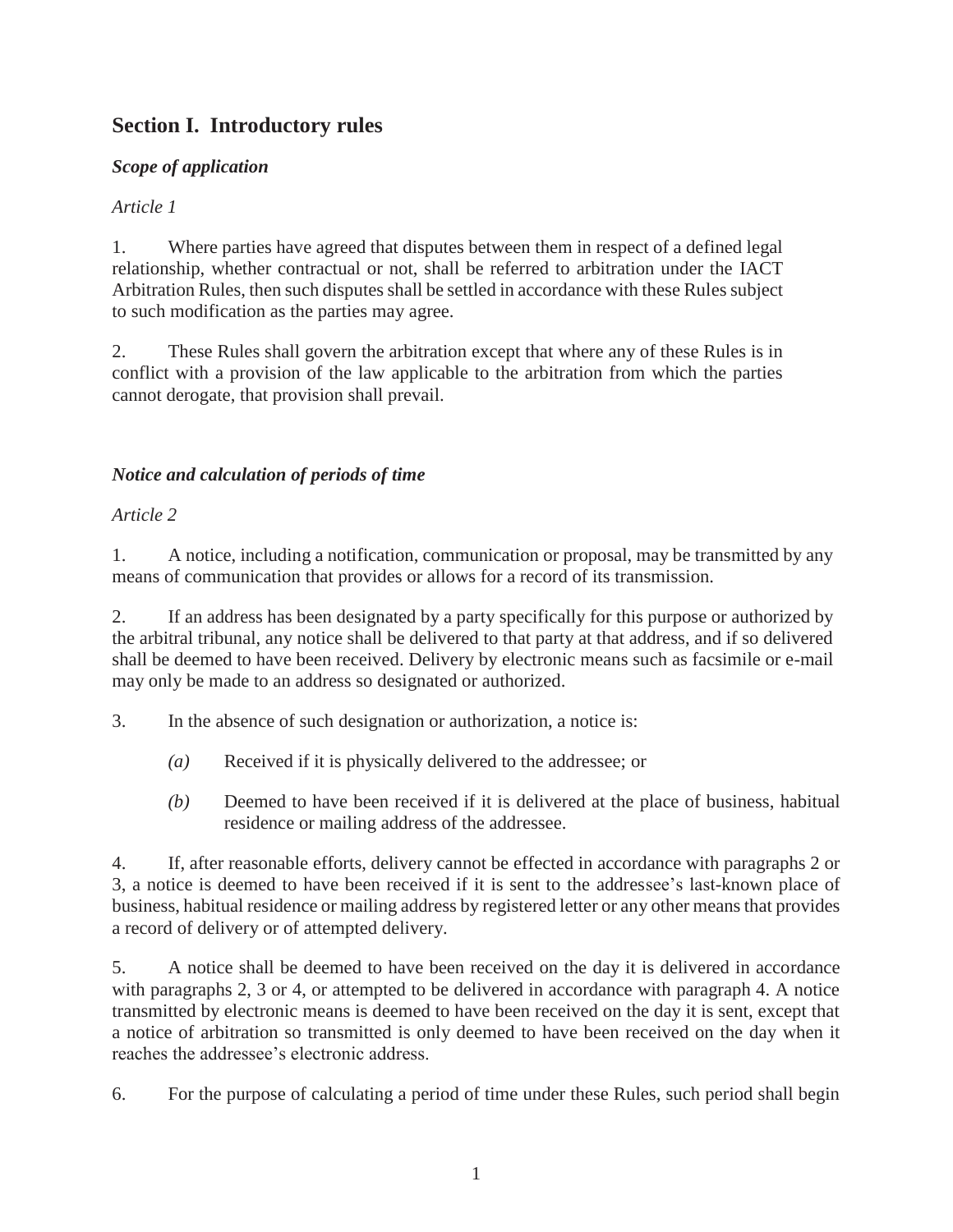## Section I. Introductory rules

### *Scope of application*

*Article 1*

1. Where parties have agreed that disputes between them in respect of a defined legal relationship, whether contractual or not, shall be referred to arbitration under the IACT Arbitration Rules, then such disputes shall be settled in accordance with these Rules subject to such modification as the parties may agree.

2. These Rules shall govern the arbitration except that where any of these Rules is in conflict with a provision of the law applicable to the arbitration from which the parties cannot derogate, that provision shall prevail.

### *Notice and calculation of periods of time*

*Article 2*

1. A notice, including a notification, communication or proposal, may be transmitted by any means of communication that provides or allows for a record of its transmission.

2. If an address has been designated by a party specifically for this purpose or authorized by the arbitral tribunal, any notice shall be delivered to that party at that address, and if so delivered shall be deemed to have been received. Delivery by electronic means such as facsimile or e-mail may only be made to an address so designated or authorized.

3. In the absence of such designation or authorization, a notice is:

   *(a)* Received if it is physically delivered to the addressee; or

   *(b)* Deemed to have been received if it is delivered at the place of business, habitual residence or mailing address of the addressee.

4. If, after reasonable efforts, delivery cannot be effected in accordance with paragraphs 2 or 3, a notice is deemed to have been received if it is sent to the addressee's last-known place of business, habitual residence or mailing address by registered letter or any other means that provides a record of delivery or of attempted delivery.

5. A notice shall be deemed to have been received on the day it is delivered in accordance with paragraphs 2, 3 or 4, or attempted to be delivered in accordance with paragraph 4. A notice transmitted by electronic means is deemed to have been received on the day it is sent, except that a notice of arbitration so transmitted is only deemed to have been received on the day when it reaches the addressee's electronic address.

6. For the purpose of calculating a period of time under these Rules, such period shall begin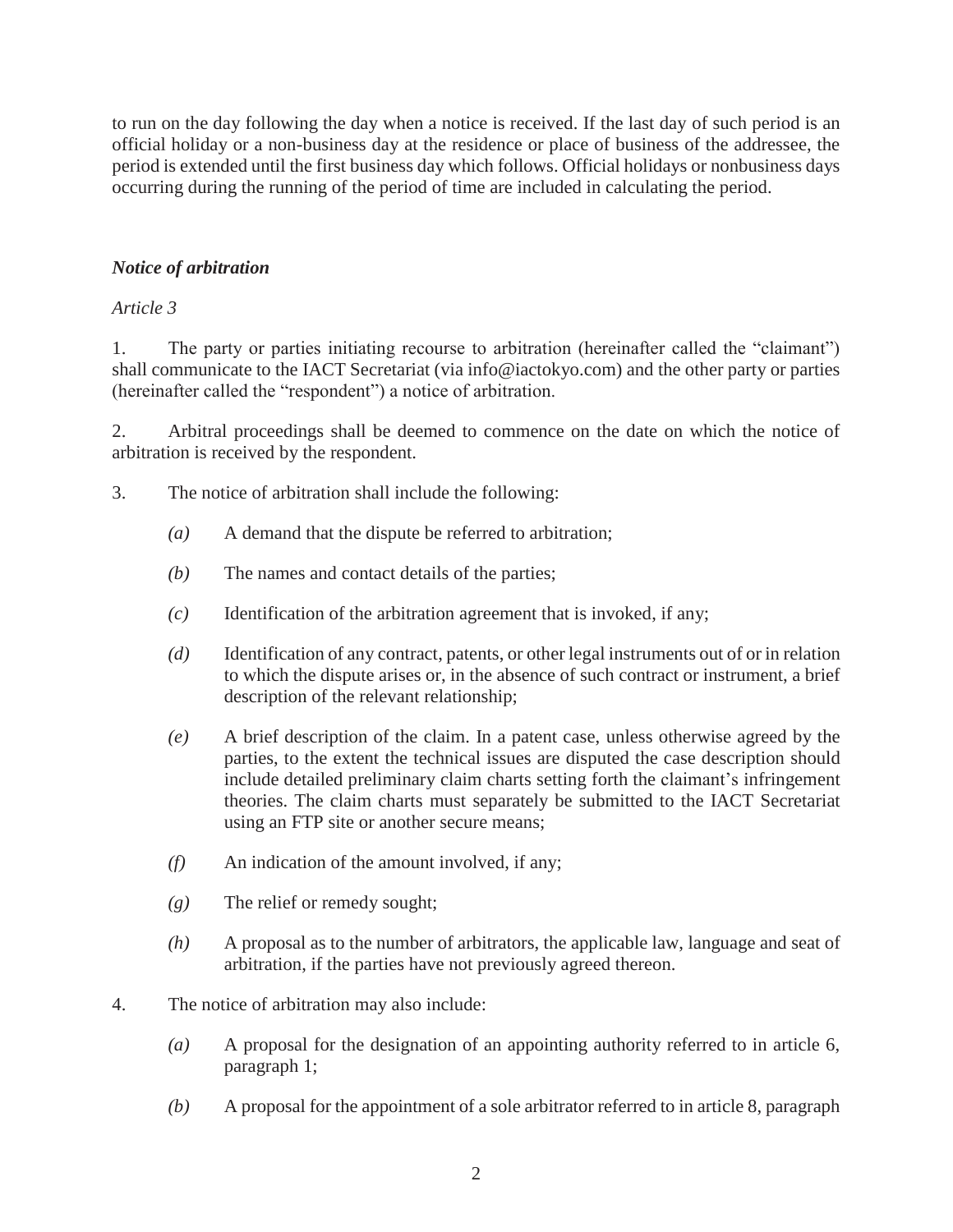to run on the day following the day when a notice is received. If the last day of such period is an official holiday or a non-business day at the residence or place of business of the addressee, the period is extended until the first business day which follows. Official holidays or nonbusiness days occurring during the running of the period of time are included in calculating the period.

### *Notice of arbitration*

*Article 3*

1. The party or parties initiating recourse to arbitration (hereinafter called the "claimant") shall communicate to the IACT Secretariat (via info@iactokyo.com) and the other party or parties (hereinafter called the "respondent") a notice of arbitration.

2. Arbitral proceedings shall be deemed to commence on the date on which the notice of arbitration is received by the respondent.

3. The notice of arbitration shall include the following:

   *(a)* A demand that the dispute be referred to arbitration;

   *(b)* The names and contact details of the parties;

   *(c)* Identification of the arbitration agreement that is invoked, if any;

   *(d)* Identification of any contract, patents, or other legal instruments out of or in relation to which the dispute arises or, in the absence of such contract or instrument, a brief description of the relevant relationship;

   *(e)* A brief description of the claim. In a patent case, unless otherwise agreed by the parties, to the extent the technical issues are disputed the case description should include detailed preliminary claim charts setting forth the claimant's infringement theories. The claim charts must separately be submitted to the IACT Secretariat using an FTP site or another secure means;

   *(f)* An indication of the amount involved, if any;

   *(g)* The relief or remedy sought;

   *(h)* A proposal as to the number of arbitrators, the applicable law, language and seat of arbitration, if the parties have not previously agreed thereon.

4. The notice of arbitration may also include:

   *(a)* A proposal for the designation of an appointing authority referred to in article 6, paragraph 1;

   *(b)* A proposal for the appointment of a sole arbitrator referred to in article 8, paragraph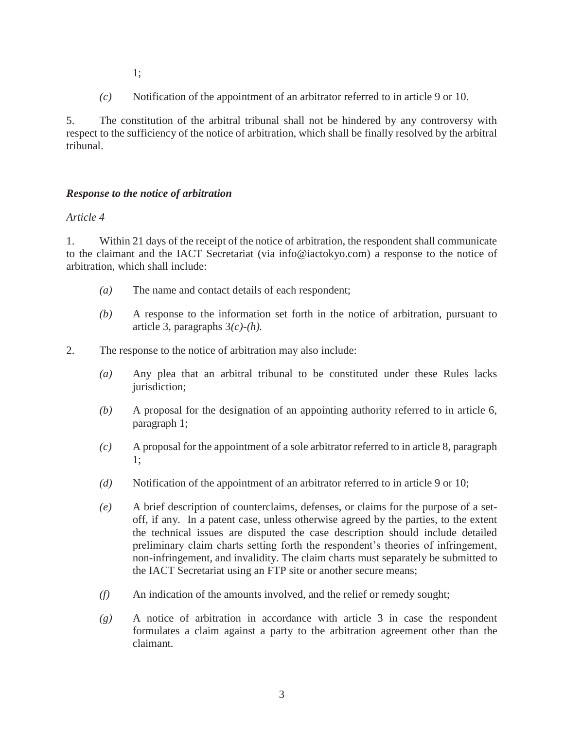1;

*(c)* Notification of the appointment of an arbitrator referred to in article 9 or 10.

5. The constitution of the arbitral tribunal shall not be hindered by any controversy with respect to the sufficiency of the notice of arbitration, which shall be finally resolved by the arbitral tribunal.

### *Response to the notice of arbitration*

*Article 4*

1. Within 21 days of the receipt of the notice of arbitration, the respondent shall communicate to the claimant and the IACT Secretariat (via info@iactokyo.com) a response to the notice of arbitration, which shall include:

*(a)* The name and contact details of each respondent;

*(b)* A response to the information set forth in the notice of arbitration, pursuant to article 3, paragraphs 3*(c)-(h).*

2. The response to the notice of arbitration may also include:

*(a)* Any plea that an arbitral tribunal to be constituted under these Rules lacks jurisdiction;

*(b)* A proposal for the designation of an appointing authority referred to in article 6, paragraph 1;

*(c)* A proposal for the appointment of a sole arbitrator referred to in article 8, paragraph 1;

*(d)* Notification of the appointment of an arbitrator referred to in article 9 or 10;

*(e)* A brief description of counterclaims, defenses, or claims for the purpose of a set-off, if any. In a patent case, unless otherwise agreed by the parties, to the extent the technical issues are disputed the case description should include detailed preliminary claim charts setting forth the respondent's theories of infringement, non-infringement, and invalidity. The claim charts must separately be submitted to the IACT Secretariat using an FTP site or another secure means;

*(f)* An indication of the amounts involved, and the relief or remedy sought;

*(g)* A notice of arbitration in accordance with article 3 in case the respondent formulates a claim against a party to the arbitration agreement other than the claimant.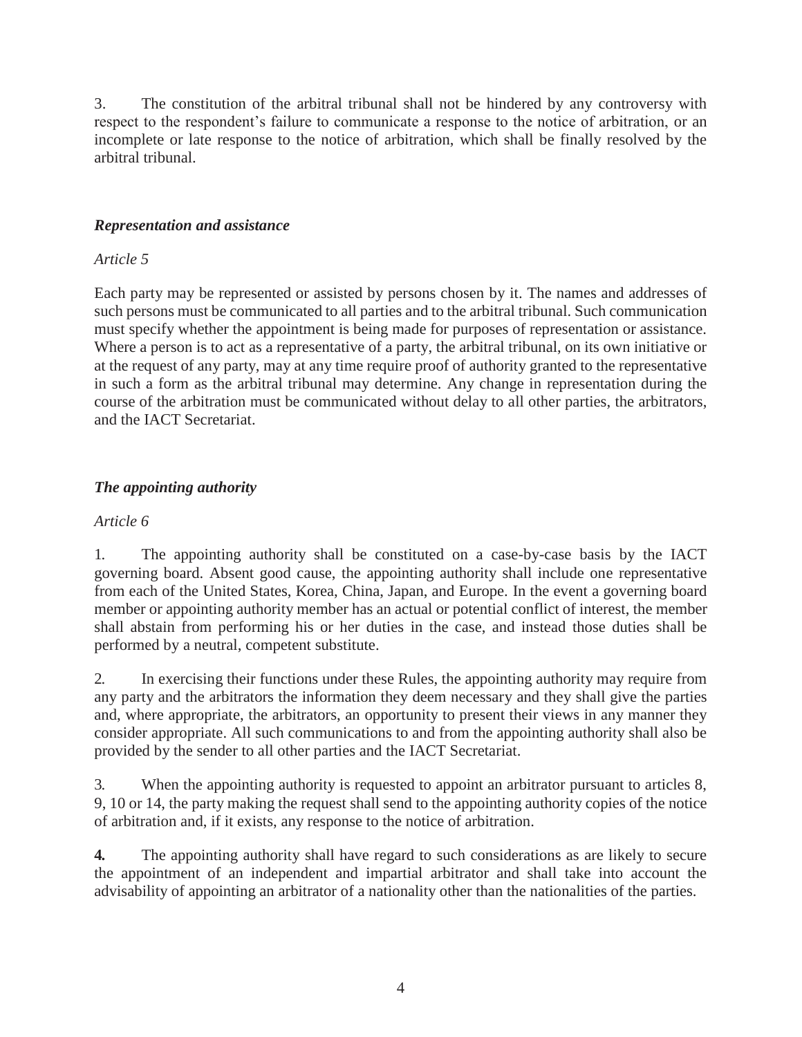3. The constitution of the arbitral tribunal shall not be hindered by any controversy with respect to the respondent's failure to communicate a response to the notice of arbitration, or an incomplete or late response to the notice of arbitration, which shall be finally resolved by the arbitral tribunal.

***Representation and assistance***

*Article 5*

Each party may be represented or assisted by persons chosen by it. The names and addresses of such persons must be communicated to all parties and to the arbitral tribunal. Such communication must specify whether the appointment is being made for purposes of representation or assistance. Where a person is to act as a representative of a party, the arbitral tribunal, on its own initiative or at the request of any party, may at any time require proof of authority granted to the representative in such a form as the arbitral tribunal may determine. Any change in representation during the course of the arbitration must be communicated without delay to all other parties, the arbitrators, and the IACT Secretariat.

***The appointing authority***

*Article 6*

1. The appointing authority shall be constituted on a case-by-case basis by the IACT governing board. Absent good cause, the appointing authority shall include one representative from each of the United States, Korea, China, Japan, and Europe. In the event a governing board member or appointing authority member has an actual or potential conflict of interest, the member shall abstain from performing his or her duties in the case, and instead those duties shall be performed by a neutral, competent substitute.

2. In exercising their functions under these Rules, the appointing authority may require from any party and the arbitrators the information they deem necessary and they shall give the parties and, where appropriate, the arbitrators, an opportunity to present their views in any manner they consider appropriate. All such communications to and from the appointing authority shall also be provided by the sender to all other parties and the IACT Secretariat.

3. When the appointing authority is requested to appoint an arbitrator pursuant to articles 8, 9, 10 or 14, the party making the request shall send to the appointing authority copies of the notice of arbitration and, if it exists, any response to the notice of arbitration.

**4.** The appointing authority shall have regard to such considerations as are likely to secure the appointment of an independent and impartial arbitrator and shall take into account the advisability of appointing an arbitrator of a nationality other than the nationalities of the parties.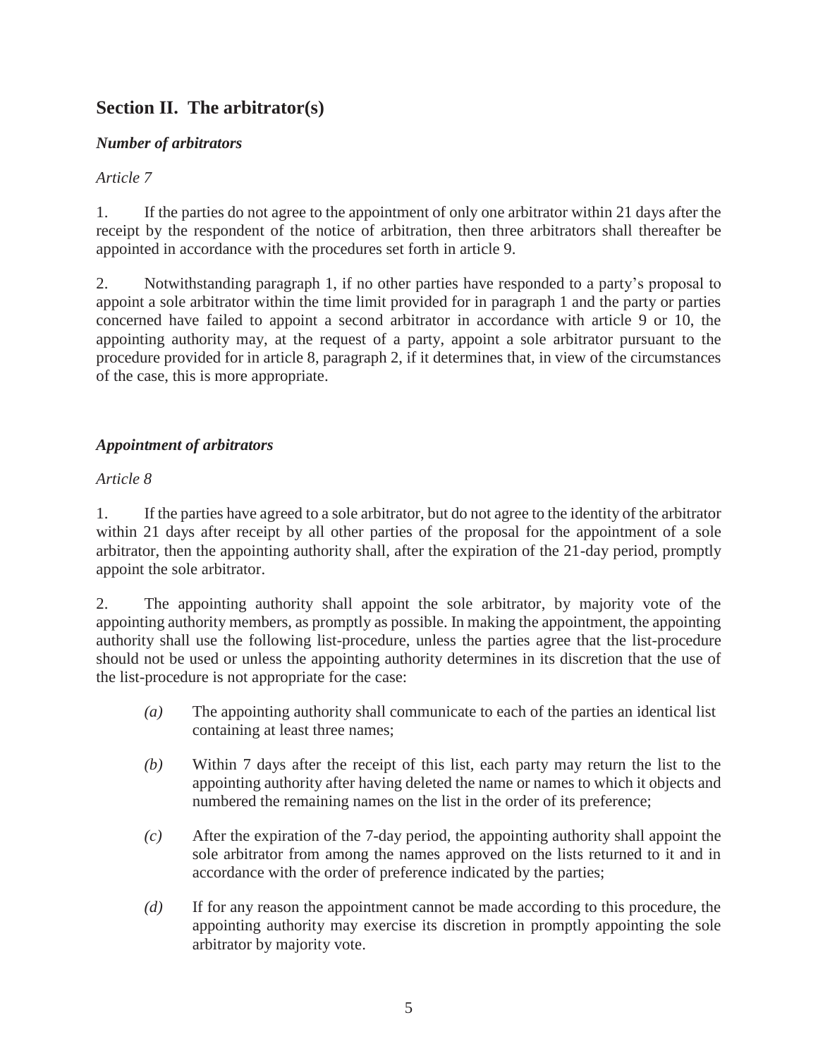## Section II. The arbitrator(s)

### *Number of arbitrators*

*Article 7*

1. If the parties do not agree to the appointment of only one arbitrator within 21 days after the receipt by the respondent of the notice of arbitration, then three arbitrators shall thereafter be appointed in accordance with the procedures set forth in article 9.

2. Notwithstanding paragraph 1, if no other parties have responded to a party's proposal to appoint a sole arbitrator within the time limit provided for in paragraph 1 and the party or parties concerned have failed to appoint a second arbitrator in accordance with article 9 or 10, the appointing authority may, at the request of a party, appoint a sole arbitrator pursuant to the procedure provided for in article 8, paragraph 2, if it determines that, in view of the circumstances of the case, this is more appropriate.

### *Appointment of arbitrators*

*Article 8*

1. If the parties have agreed to a sole arbitrator, but do not agree to the identity of the arbitrator within 21 days after receipt by all other parties of the proposal for the appointment of a sole arbitrator, then the appointing authority shall, after the expiration of the 21-day period, promptly appoint the sole arbitrator.

2. The appointing authority shall appoint the sole arbitrator, by majority vote of the appointing authority members, as promptly as possible. In making the appointment, the appointing authority shall use the following list-procedure, unless the parties agree that the list-procedure should not be used or unless the appointing authority determines in its discretion that the use of the list-procedure is not appropriate for the case:

*(a)* The appointing authority shall communicate to each of the parties an identical list containing at least three names;

*(b)* Within 7 days after the receipt of this list, each party may return the list to the appointing authority after having deleted the name or names to which it objects and numbered the remaining names on the list in the order of its preference;

*(c)* After the expiration of the 7-day period, the appointing authority shall appoint the sole arbitrator from among the names approved on the lists returned to it and in accordance with the order of preference indicated by the parties;

*(d)* If for any reason the appointment cannot be made according to this procedure, the appointing authority may exercise its discretion in promptly appointing the sole arbitrator by majority vote.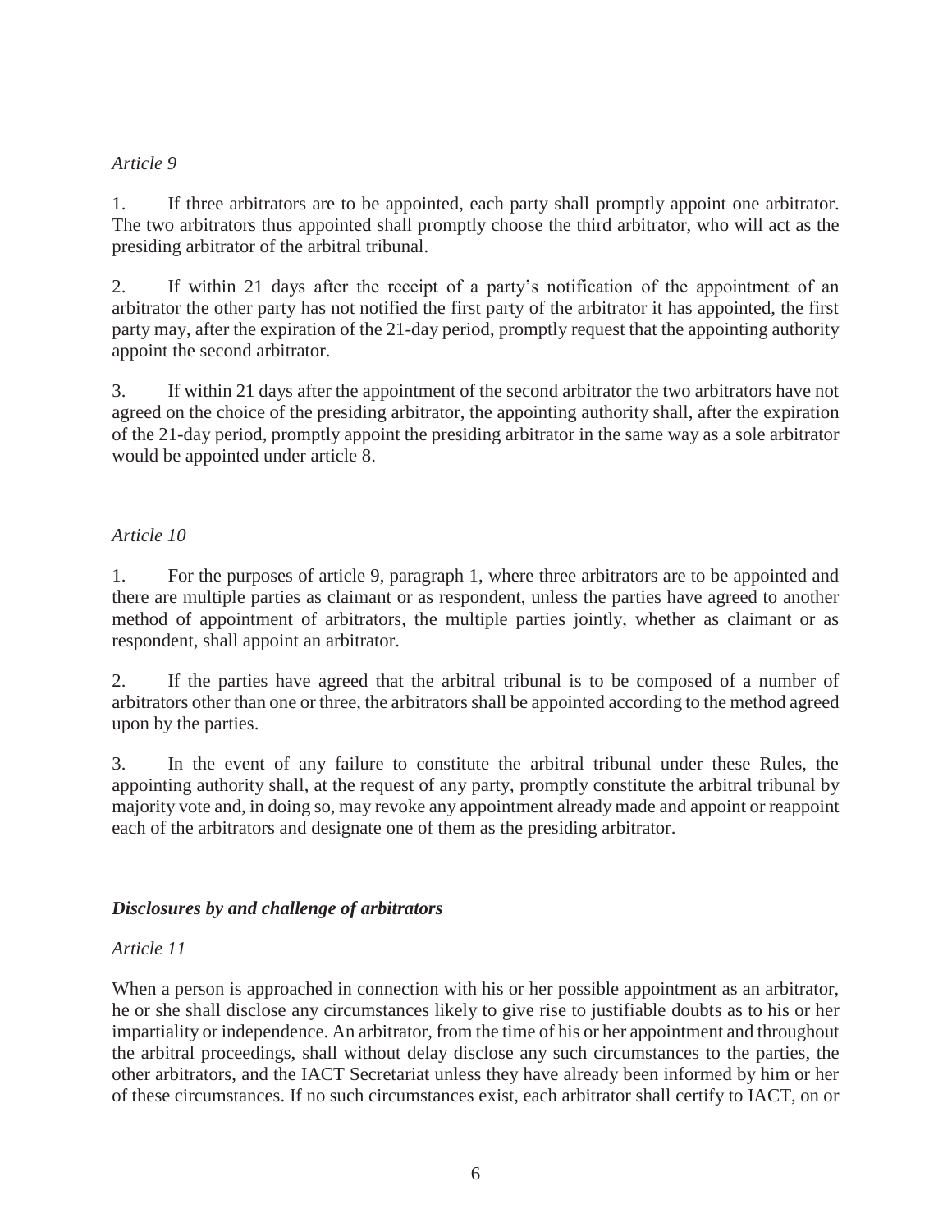*Article 9*

1. If three arbitrators are to be appointed, each party shall promptly appoint one arbitrator. The two arbitrators thus appointed shall promptly choose the third arbitrator, who will act as the presiding arbitrator of the arbitral tribunal.

2. If within 21 days after the receipt of a party's notification of the appointment of an arbitrator the other party has not notified the first party of the arbitrator it has appointed, the first party may, after the expiration of the 21-day period, promptly request that the appointing authority appoint the second arbitrator.

3. If within 21 days after the appointment of the second arbitrator the two arbitrators have not agreed on the choice of the presiding arbitrator, the appointing authority shall, after the expiration of the 21-day period, promptly appoint the presiding arbitrator in the same way as a sole arbitrator would be appointed under article 8.

*Article 10*

1. For the purposes of article 9, paragraph 1, where three arbitrators are to be appointed and there are multiple parties as claimant or as respondent, unless the parties have agreed to another method of appointment of arbitrators, the multiple parties jointly, whether as claimant or as respondent, shall appoint an arbitrator.

2. If the parties have agreed that the arbitral tribunal is to be composed of a number of arbitrators other than one or three, the arbitrators shall be appointed according to the method agreed upon by the parties.

3. In the event of any failure to constitute the arbitral tribunal under these Rules, the appointing authority shall, at the request of any party, promptly constitute the arbitral tribunal by majority vote and, in doing so, may revoke any appointment already made and appoint or reappoint each of the arbitrators and designate one of them as the presiding arbitrator.

***Disclosures by and challenge of arbitrators***

*Article 11*

When a person is approached in connection with his or her possible appointment as an arbitrator, he or she shall disclose any circumstances likely to give rise to justifiable doubts as to his or her impartiality or independence. An arbitrator, from the time of his or her appointment and throughout the arbitral proceedings, shall without delay disclose any such circumstances to the parties, the other arbitrators, and the IACT Secretariat unless they have already been informed by him or her of these circumstances. If no such circumstances exist, each arbitrator shall certify to IACT, on or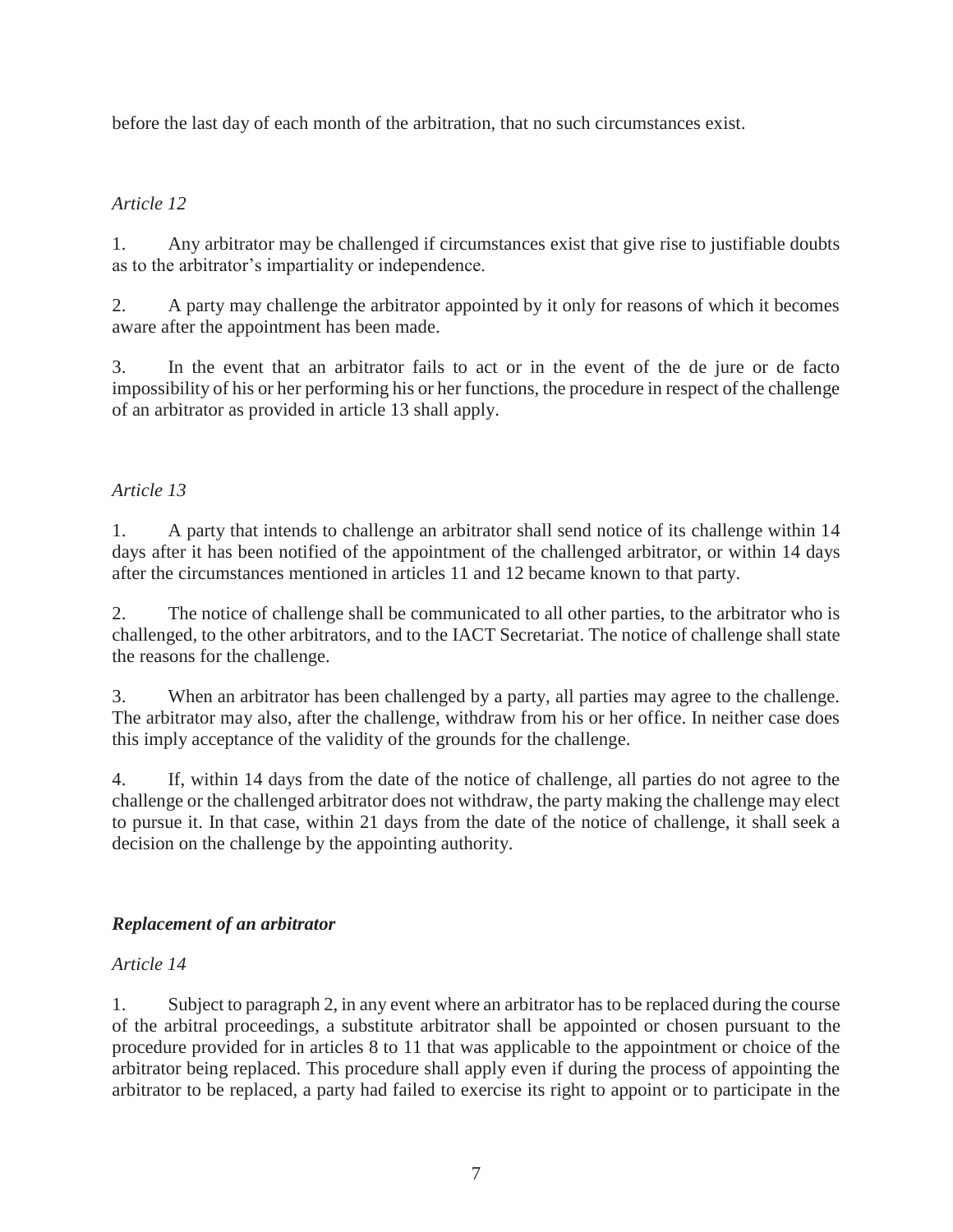before the last day of each month of the arbitration, that no such circumstances exist.

*Article 12*

1. Any arbitrator may be challenged if circumstances exist that give rise to justifiable doubts as to the arbitrator's impartiality or independence.

2. A party may challenge the arbitrator appointed by it only for reasons of which it becomes aware after the appointment has been made.

3. In the event that an arbitrator fails to act or in the event of the de jure or de facto impossibility of his or her performing his or her functions, the procedure in respect of the challenge of an arbitrator as provided in article 13 shall apply.

*Article 13*

1. A party that intends to challenge an arbitrator shall send notice of its challenge within 14 days after it has been notified of the appointment of the challenged arbitrator, or within 14 days after the circumstances mentioned in articles 11 and 12 became known to that party.

2. The notice of challenge shall be communicated to all other parties, to the arbitrator who is challenged, to the other arbitrators, and to the IACT Secretariat. The notice of challenge shall state the reasons for the challenge.

3. When an arbitrator has been challenged by a party, all parties may agree to the challenge. The arbitrator may also, after the challenge, withdraw from his or her office. In neither case does this imply acceptance of the validity of the grounds for the challenge.

4. If, within 14 days from the date of the notice of challenge, all parties do not agree to the challenge or the challenged arbitrator does not withdraw, the party making the challenge may elect to pursue it. In that case, within 21 days from the date of the notice of challenge, it shall seek a decision on the challenge by the appointing authority.

***Replacement of an arbitrator***

*Article 14*

1. Subject to paragraph 2, in any event where an arbitrator has to be replaced during the course of the arbitral proceedings, a substitute arbitrator shall be appointed or chosen pursuant to the procedure provided for in articles 8 to 11 that was applicable to the appointment or choice of the arbitrator being replaced. This procedure shall apply even if during the process of appointing the arbitrator to be replaced, a party had failed to exercise its right to appoint or to participate in the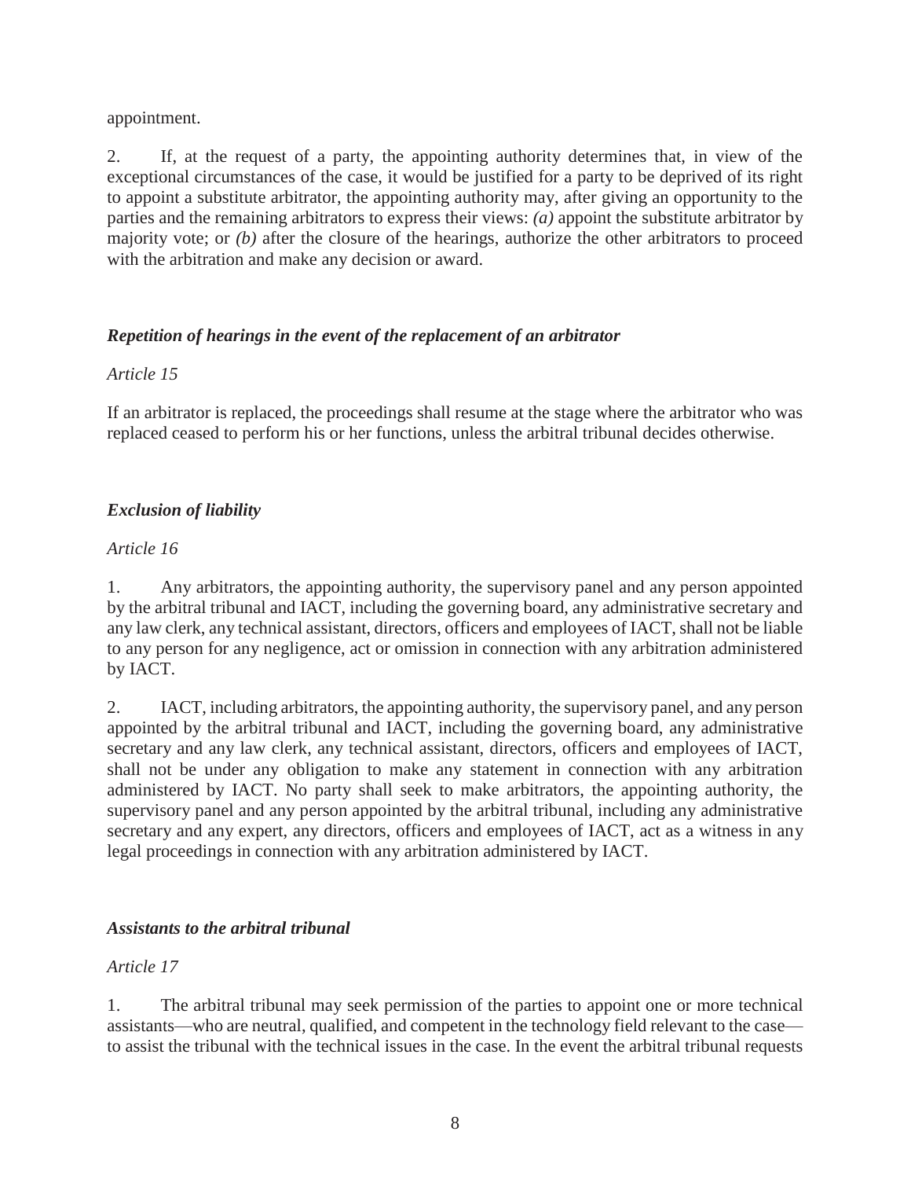appointment.

2. If, at the request of a party, the appointing authority determines that, in view of the exceptional circumstances of the case, it would be justified for a party to be deprived of its right to appoint a substitute arbitrator, the appointing authority may, after giving an opportunity to the parties and the remaining arbitrators to express their views: *(a)* appoint the substitute arbitrator by majority vote; or *(b)* after the closure of the hearings, authorize the other arbitrators to proceed with the arbitration and make any decision or award.

### *Repetition of hearings in the event of the replacement of an arbitrator*

*Article 15*

If an arbitrator is replaced, the proceedings shall resume at the stage where the arbitrator who was replaced ceased to perform his or her functions, unless the arbitral tribunal decides otherwise.

### *Exclusion of liability*

*Article 16*

1. Any arbitrators, the appointing authority, the supervisory panel and any person appointed by the arbitral tribunal and IACT, including the governing board, any administrative secretary and any law clerk, any technical assistant, directors, officers and employees of IACT, shall not be liable to any person for any negligence, act or omission in connection with any arbitration administered by IACT.

2. IACT, including arbitrators, the appointing authority, the supervisory panel, and any person appointed by the arbitral tribunal and IACT, including the governing board, any administrative secretary and any law clerk, any technical assistant, directors, officers and employees of IACT, shall not be under any obligation to make any statement in connection with any arbitration administered by IACT. No party shall seek to make arbitrators, the appointing authority, the supervisory panel and any person appointed by the arbitral tribunal, including any administrative secretary and any expert, any directors, officers and employees of IACT, act as a witness in any legal proceedings in connection with any arbitration administered by IACT.

### *Assistants to the arbitral tribunal*

*Article 17*

1. The arbitral tribunal may seek permission of the parties to appoint one or more technical assistants—who are neutral, qualified, and competent in the technology field relevant to the case—to assist the tribunal with the technical issues in the case. In the event the arbitral tribunal requests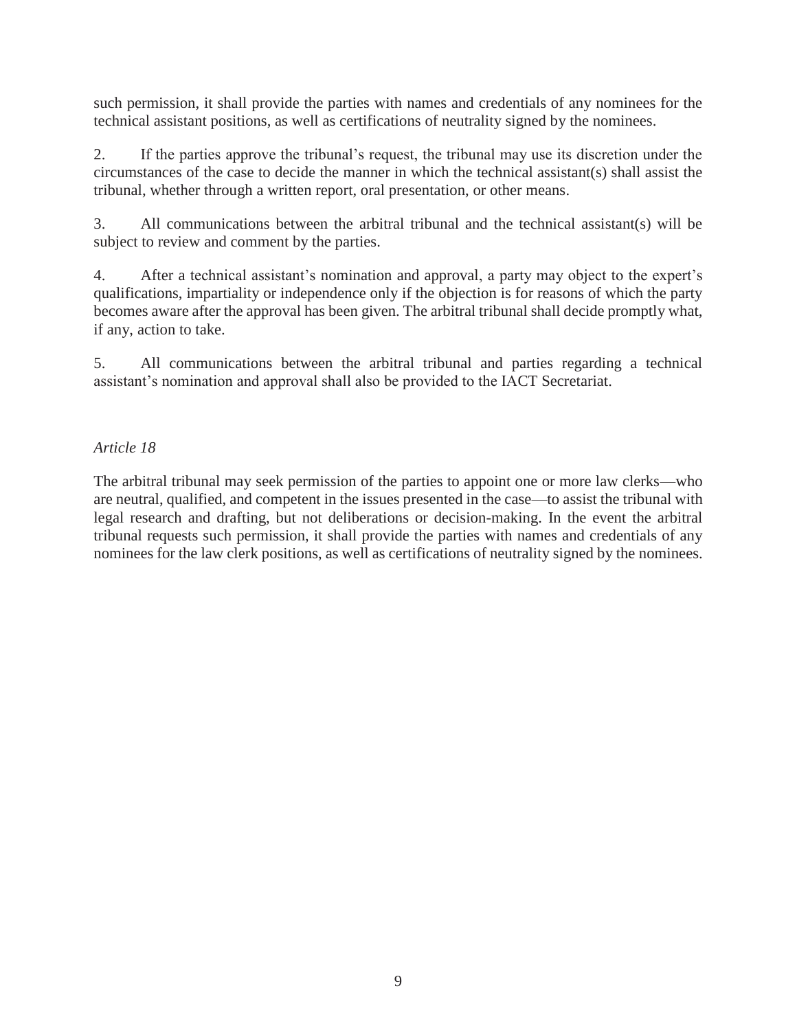such permission, it shall provide the parties with names and credentials of any nominees for the technical assistant positions, as well as certifications of neutrality signed by the nominees.

2. If the parties approve the tribunal's request, the tribunal may use its discretion under the circumstances of the case to decide the manner in which the technical assistant(s) shall assist the tribunal, whether through a written report, oral presentation, or other means.

3. All communications between the arbitral tribunal and the technical assistant(s) will be subject to review and comment by the parties.

4. After a technical assistant's nomination and approval, a party may object to the expert's qualifications, impartiality or independence only if the objection is for reasons of which the party becomes aware after the approval has been given. The arbitral tribunal shall decide promptly what, if any, action to take.

5. All communications between the arbitral tribunal and parties regarding a technical assistant's nomination and approval shall also be provided to the IACT Secretariat.

*Article 18*

The arbitral tribunal may seek permission of the parties to appoint one or more law clerks—who are neutral, qualified, and competent in the issues presented in the case—to assist the tribunal with legal research and drafting, but not deliberations or decision-making. In the event the arbitral tribunal requests such permission, it shall provide the parties with names and credentials of any nominees for the law clerk positions, as well as certifications of neutrality signed by the nominees.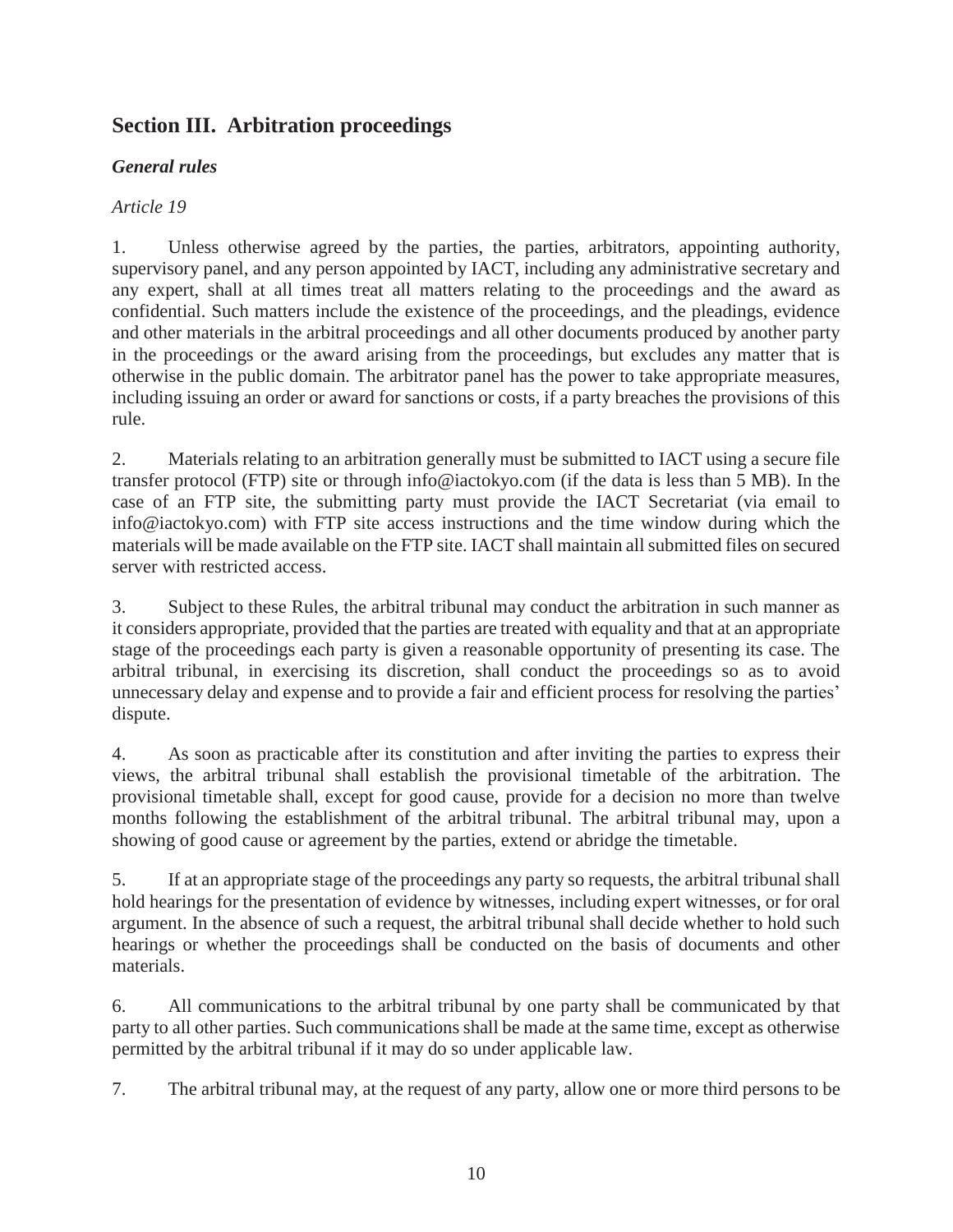## Section III. Arbitration proceedings

### *General rules*

*Article 19*

1. Unless otherwise agreed by the parties, the parties, arbitrators, appointing authority, supervisory panel, and any person appointed by IACT, including any administrative secretary and any expert, shall at all times treat all matters relating to the proceedings and the award as confidential. Such matters include the existence of the proceedings, and the pleadings, evidence and other materials in the arbitral proceedings and all other documents produced by another party in the proceedings or the award arising from the proceedings, but excludes any matter that is otherwise in the public domain. The arbitrator panel has the power to take appropriate measures, including issuing an order or award for sanctions or costs, if a party breaches the provisions of this rule.

2. Materials relating to an arbitration generally must be submitted to IACT using a secure file transfer protocol (FTP) site or through info@iactokyo.com (if the data is less than 5 MB). In the case of an FTP site, the submitting party must provide the IACT Secretariat (via email to info@iactokyo.com) with FTP site access instructions and the time window during which the materials will be made available on the FTP site. IACT shall maintain all submitted files on secured server with restricted access.

3. Subject to these Rules, the arbitral tribunal may conduct the arbitration in such manner as it considers appropriate, provided that the parties are treated with equality and that at an appropriate stage of the proceedings each party is given a reasonable opportunity of presenting its case. The arbitral tribunal, in exercising its discretion, shall conduct the proceedings so as to avoid unnecessary delay and expense and to provide a fair and efficient process for resolving the parties' dispute.

4. As soon as practicable after its constitution and after inviting the parties to express their views, the arbitral tribunal shall establish the provisional timetable of the arbitration. The provisional timetable shall, except for good cause, provide for a decision no more than twelve months following the establishment of the arbitral tribunal. The arbitral tribunal may, upon a showing of good cause or agreement by the parties, extend or abridge the timetable.

5. If at an appropriate stage of the proceedings any party so requests, the arbitral tribunal shall hold hearings for the presentation of evidence by witnesses, including expert witnesses, or for oral argument. In the absence of such a request, the arbitral tribunal shall decide whether to hold such hearings or whether the proceedings shall be conducted on the basis of documents and other materials.

6. All communications to the arbitral tribunal by one party shall be communicated by that party to all other parties. Such communications shall be made at the same time, except as otherwise permitted by the arbitral tribunal if it may do so under applicable law.

7. The arbitral tribunal may, at the request of any party, allow one or more third persons to be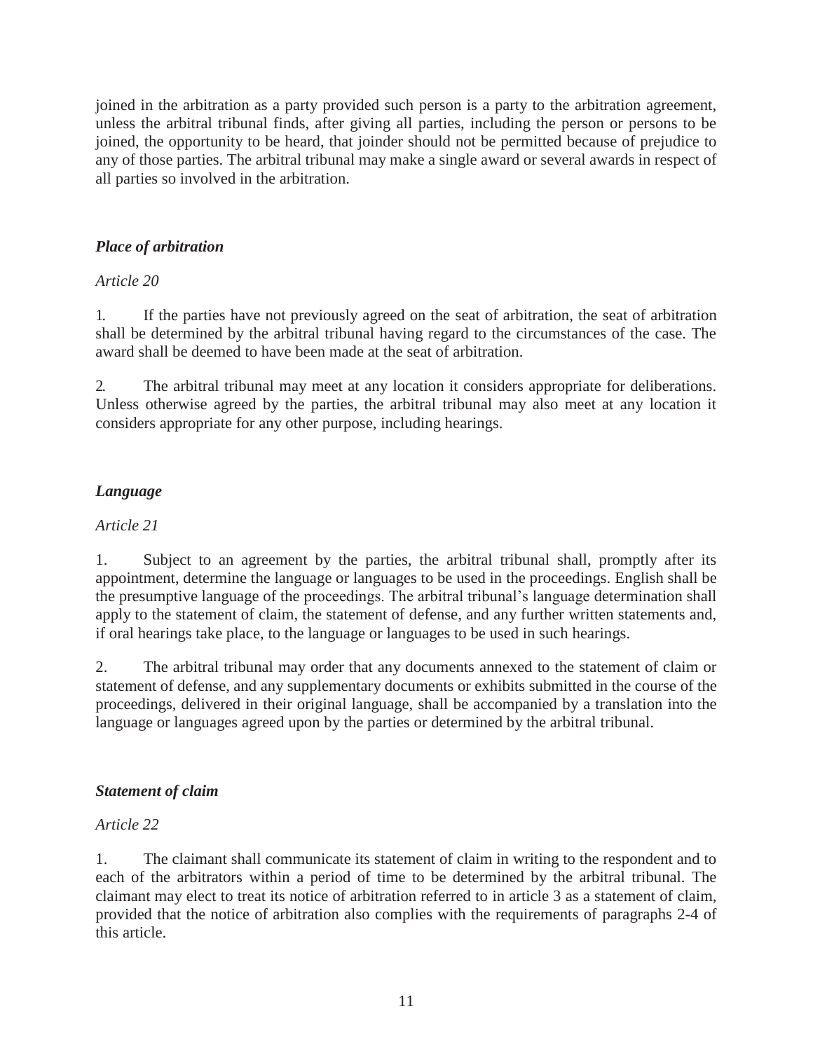joined in the arbitration as a party provided such person is a party to the arbitration agreement, unless the arbitral tribunal finds, after giving all parties, including the person or persons to be joined, the opportunity to be heard, that joinder should not be permitted because of prejudice to any of those parties. The arbitral tribunal may make a single award or several awards in respect of all parties so involved in the arbitration.

***Place of arbitration***

*Article 20*

1. If the parties have not previously agreed on the seat of arbitration, the seat of arbitration shall be determined by the arbitral tribunal having regard to the circumstances of the case. The award shall be deemed to have been made at the seat of arbitration.

2. The arbitral tribunal may meet at any location it considers appropriate for deliberations. Unless otherwise agreed by the parties, the arbitral tribunal may also meet at any location it considers appropriate for any other purpose, including hearings.

***Language***

*Article 21*

1. Subject to an agreement by the parties, the arbitral tribunal shall, promptly after its appointment, determine the language or languages to be used in the proceedings. English shall be the presumptive language of the proceedings. The arbitral tribunal's language determination shall apply to the statement of claim, the statement of defense, and any further written statements and, if oral hearings take place, to the language or languages to be used in such hearings.

2. The arbitral tribunal may order that any documents annexed to the statement of claim or statement of defense, and any supplementary documents or exhibits submitted in the course of the proceedings, delivered in their original language, shall be accompanied by a translation into the language or languages agreed upon by the parties or determined by the arbitral tribunal.

***Statement of claim***

*Article 22*

1. The claimant shall communicate its statement of claim in writing to the respondent and to each of the arbitrators within a period of time to be determined by the arbitral tribunal. The claimant may elect to treat its notice of arbitration referred to in article 3 as a statement of claim, provided that the notice of arbitration also complies with the requirements of paragraphs 2-4 of this article.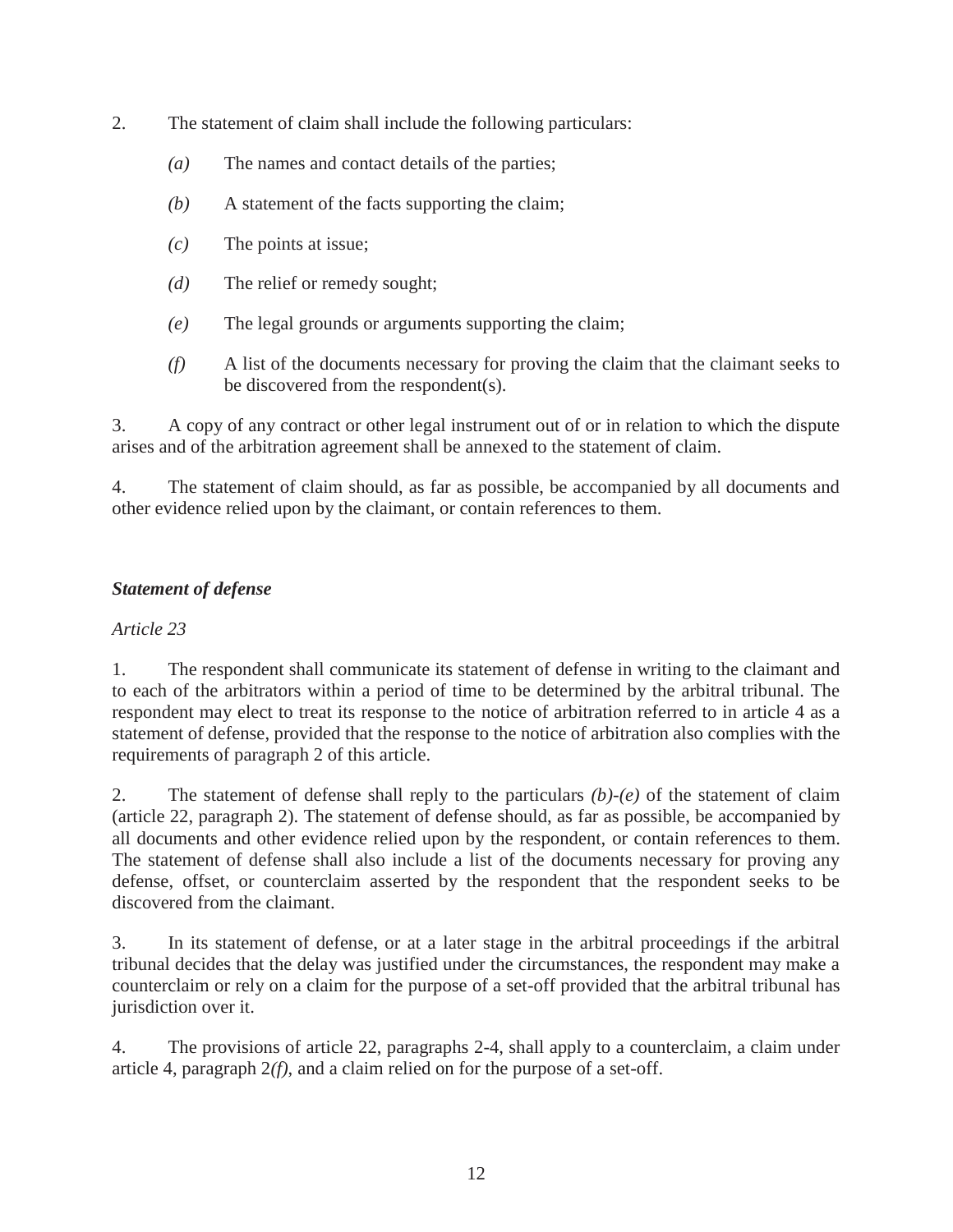2. The statement of claim shall include the following particulars:

*(a)* The names and contact details of the parties;

*(b)* A statement of the facts supporting the claim;

*(c)* The points at issue;

*(d)* The relief or remedy sought;

*(e)* The legal grounds or arguments supporting the claim;

*(f)* A list of the documents necessary for proving the claim that the claimant seeks to be discovered from the respondent(s).

3. A copy of any contract or other legal instrument out of or in relation to which the dispute arises and of the arbitration agreement shall be annexed to the statement of claim.

4. The statement of claim should, as far as possible, be accompanied by all documents and other evidence relied upon by the claimant, or contain references to them.

***Statement of defense***

*Article 23*

1. The respondent shall communicate its statement of defense in writing to the claimant and to each of the arbitrators within a period of time to be determined by the arbitral tribunal. The respondent may elect to treat its response to the notice of arbitration referred to in article 4 as a statement of defense, provided that the response to the notice of arbitration also complies with the requirements of paragraph 2 of this article.

2. The statement of defense shall reply to the particulars *(b)-(e)* of the statement of claim (article 22, paragraph 2). The statement of defense should, as far as possible, be accompanied by all documents and other evidence relied upon by the respondent, or contain references to them. The statement of defense shall also include a list of the documents necessary for proving any defense, offset, or counterclaim asserted by the respondent that the respondent seeks to be discovered from the claimant.

3. In its statement of defense, or at a later stage in the arbitral proceedings if the arbitral tribunal decides that the delay was justified under the circumstances, the respondent may make a counterclaim or rely on a claim for the purpose of a set-off provided that the arbitral tribunal has jurisdiction over it.

4. The provisions of article 22, paragraphs 2-4, shall apply to a counterclaim, a claim under article 4, paragraph 2*(f)*, and a claim relied on for the purpose of a set-off.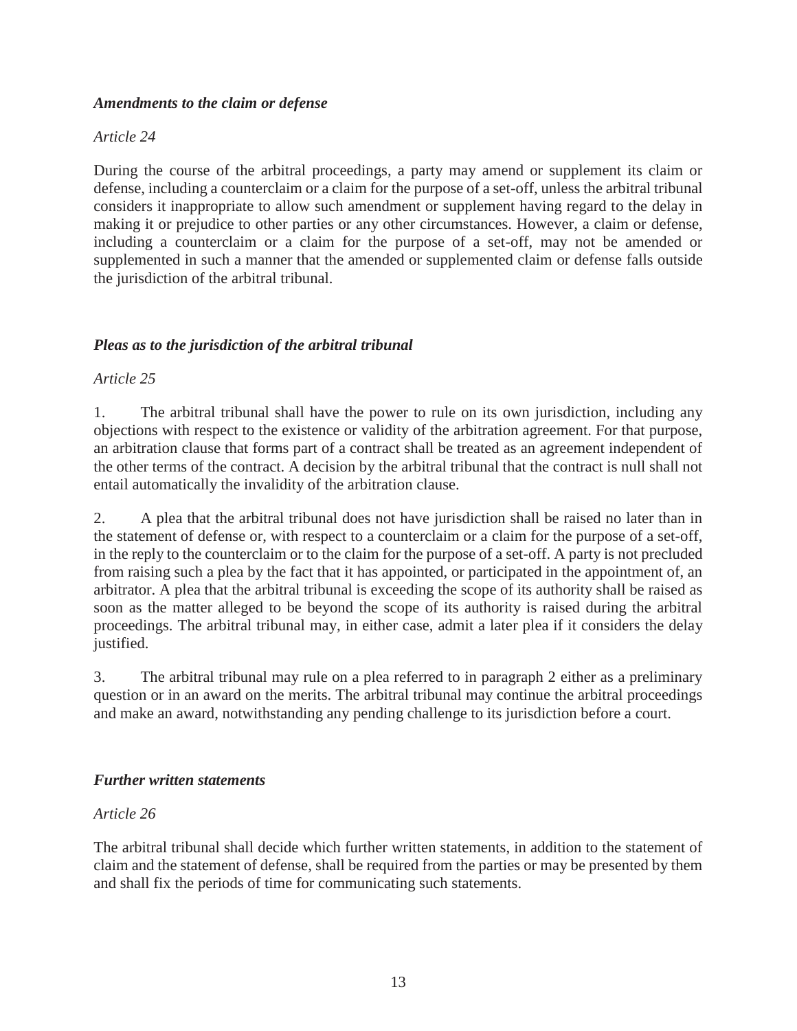***Amendments to the claim or defense***

*Article 24*

During the course of the arbitral proceedings, a party may amend or supplement its claim or defense, including a counterclaim or a claim for the purpose of a set-off, unless the arbitral tribunal considers it inappropriate to allow such amendment or supplement having regard to the delay in making it or prejudice to other parties or any other circumstances. However, a claim or defense, including a counterclaim or a claim for the purpose of a set-off, may not be amended or supplemented in such a manner that the amended or supplemented claim or defense falls outside the jurisdiction of the arbitral tribunal.

***Pleas as to the jurisdiction of the arbitral tribunal***

*Article 25*

1. The arbitral tribunal shall have the power to rule on its own jurisdiction, including any objections with respect to the existence or validity of the arbitration agreement. For that purpose, an arbitration clause that forms part of a contract shall be treated as an agreement independent of the other terms of the contract. A decision by the arbitral tribunal that the contract is null shall not entail automatically the invalidity of the arbitration clause.

2. A plea that the arbitral tribunal does not have jurisdiction shall be raised no later than in the statement of defense or, with respect to a counterclaim or a claim for the purpose of a set-off, in the reply to the counterclaim or to the claim for the purpose of a set-off. A party is not precluded from raising such a plea by the fact that it has appointed, or participated in the appointment of, an arbitrator. A plea that the arbitral tribunal is exceeding the scope of its authority shall be raised as soon as the matter alleged to be beyond the scope of its authority is raised during the arbitral proceedings. The arbitral tribunal may, in either case, admit a later plea if it considers the delay justified.

3. The arbitral tribunal may rule on a plea referred to in paragraph 2 either as a preliminary question or in an award on the merits. The arbitral tribunal may continue the arbitral proceedings and make an award, notwithstanding any pending challenge to its jurisdiction before a court.

***Further written statements***

*Article 26*

The arbitral tribunal shall decide which further written statements, in addition to the statement of claim and the statement of defense, shall be required from the parties or may be presented by them and shall fix the periods of time for communicating such statements.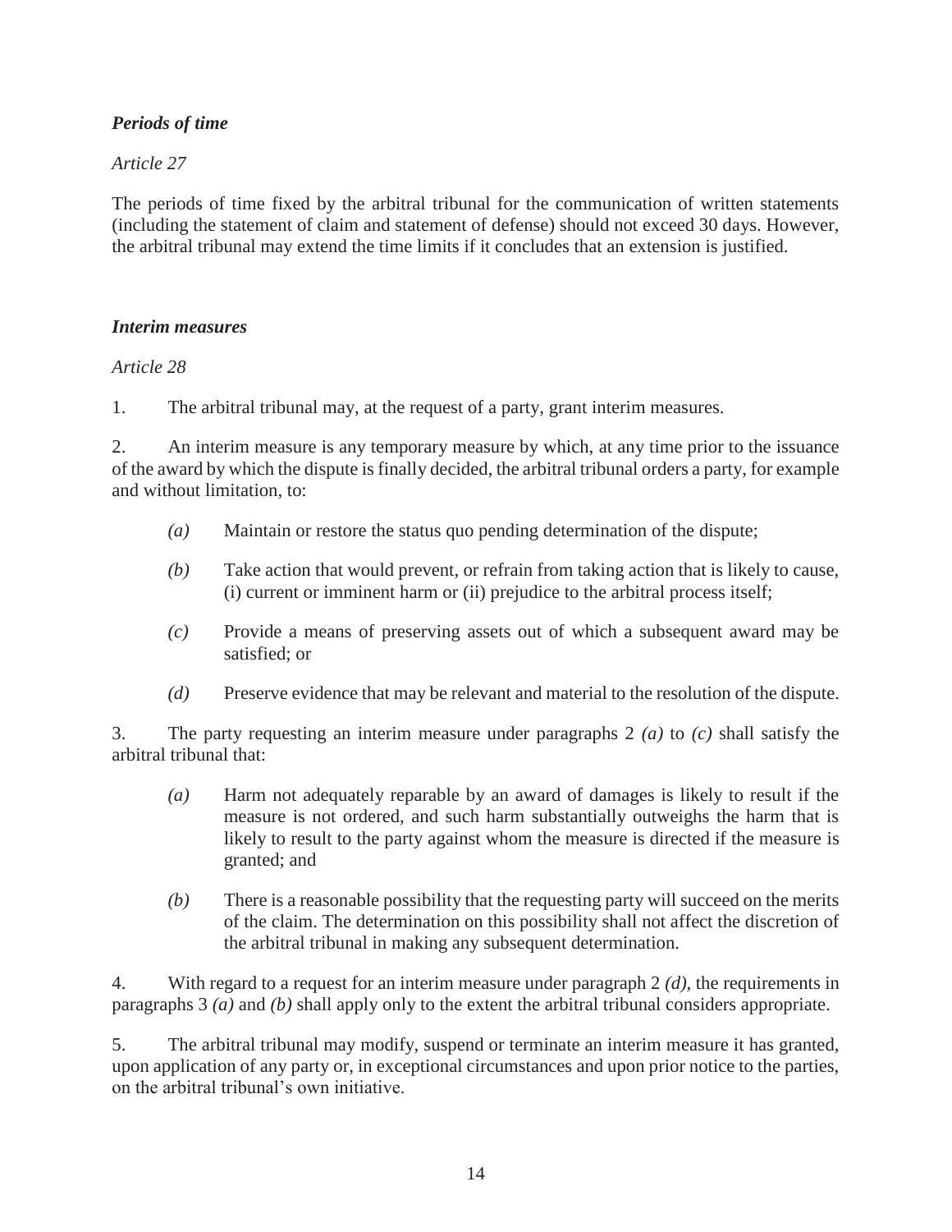***Periods of time***

*Article 27*

The periods of time fixed by the arbitral tribunal for the communication of written statements (including the statement of claim and statement of defense) should not exceed 30 days. However, the arbitral tribunal may extend the time limits if it concludes that an extension is justified.

***Interim measures***

*Article 28*

1. The arbitral tribunal may, at the request of a party, grant interim measures.

2. An interim measure is any temporary measure by which, at any time prior to the issuance of the award by which the dispute is finally decided, the arbitral tribunal orders a party, for example and without limitation, to:

*(a)* Maintain or restore the status quo pending determination of the dispute;

*(b)* Take action that would prevent, or refrain from taking action that is likely to cause, (i) current or imminent harm or (ii) prejudice to the arbitral process itself;

*(c)* Provide a means of preserving assets out of which a subsequent award may be satisfied; or

*(d)* Preserve evidence that may be relevant and material to the resolution of the dispute.

3. The party requesting an interim measure under paragraphs 2 *(a)* to *(c)* shall satisfy the arbitral tribunal that:

*(a)* Harm not adequately reparable by an award of damages is likely to result if the measure is not ordered, and such harm substantially outweighs the harm that is likely to result to the party against whom the measure is directed if the measure is granted; and

*(b)* There is a reasonable possibility that the requesting party will succeed on the merits of the claim. The determination on this possibility shall not affect the discretion of the arbitral tribunal in making any subsequent determination.

4. With regard to a request for an interim measure under paragraph 2 *(d)*, the requirements in paragraphs 3 *(a)* and *(b)* shall apply only to the extent the arbitral tribunal considers appropriate.

5. The arbitral tribunal may modify, suspend or terminate an interim measure it has granted, upon application of any party or, in exceptional circumstances and upon prior notice to the parties, on the arbitral tribunal's own initiative.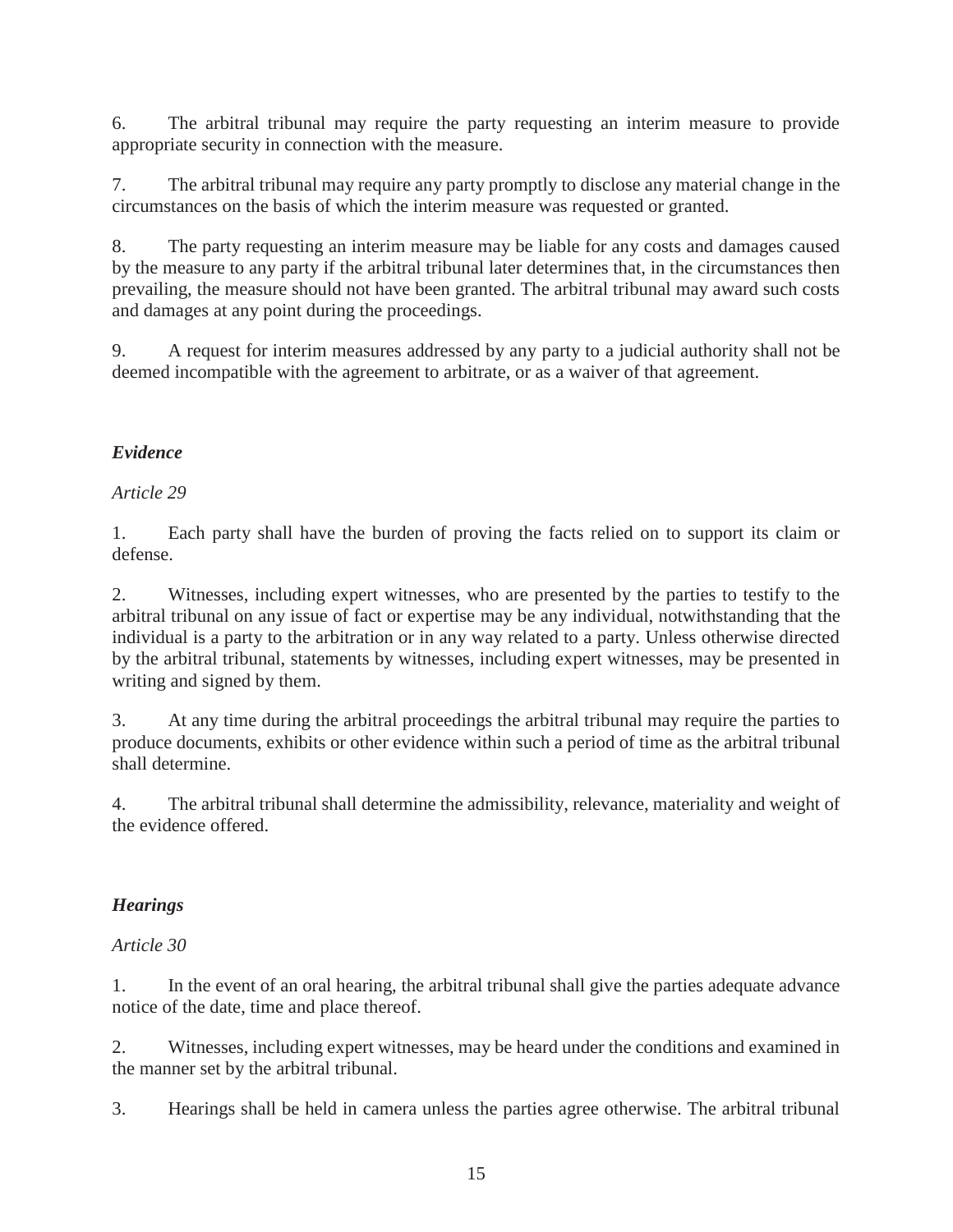6. The arbitral tribunal may require the party requesting an interim measure to provide appropriate security in connection with the measure.

7. The arbitral tribunal may require any party promptly to disclose any material change in the circumstances on the basis of which the interim measure was requested or granted.

8. The party requesting an interim measure may be liable for any costs and damages caused by the measure to any party if the arbitral tribunal later determines that, in the circumstances then prevailing, the measure should not have been granted. The arbitral tribunal may award such costs and damages at any point during the proceedings.

9. A request for interim measures addressed by any party to a judicial authority shall not be deemed incompatible with the agreement to arbitrate, or as a waiver of that agreement.

### *Evidence*

*Article 29*

1. Each party shall have the burden of proving the facts relied on to support its claim or defense.

2. Witnesses, including expert witnesses, who are presented by the parties to testify to the arbitral tribunal on any issue of fact or expertise may be any individual, notwithstanding that the individual is a party to the arbitration or in any way related to a party. Unless otherwise directed by the arbitral tribunal, statements by witnesses, including expert witnesses, may be presented in writing and signed by them.

3. At any time during the arbitral proceedings the arbitral tribunal may require the parties to produce documents, exhibits or other evidence within such a period of time as the arbitral tribunal shall determine.

4. The arbitral tribunal shall determine the admissibility, relevance, materiality and weight of the evidence offered.

### *Hearings*

*Article 30*

1. In the event of an oral hearing, the arbitral tribunal shall give the parties adequate advance notice of the date, time and place thereof.

2. Witnesses, including expert witnesses, may be heard under the conditions and examined in the manner set by the arbitral tribunal.

3. Hearings shall be held in camera unless the parties agree otherwise. The arbitral tribunal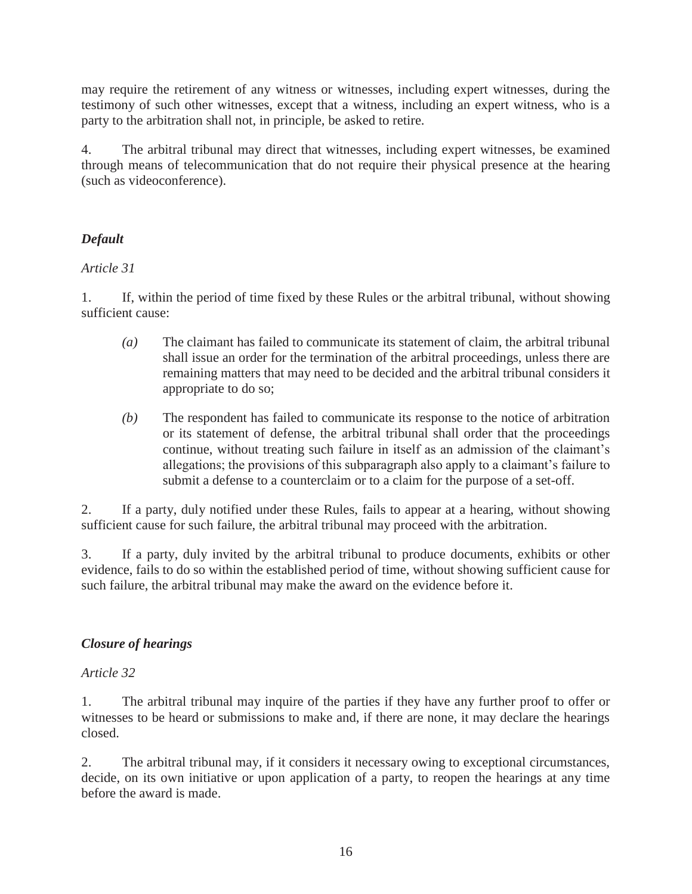may require the retirement of any witness or witnesses, including expert witnesses, during the testimony of such other witnesses, except that a witness, including an expert witness, who is a party to the arbitration shall not, in principle, be asked to retire.

4. The arbitral tribunal may direct that witnesses, including expert witnesses, be examined through means of telecommunication that do not require their physical presence at the hearing (such as videoconference).

### *Default*

*Article 31*

1. If, within the period of time fixed by these Rules or the arbitral tribunal, without showing sufficient cause:

   *(a)* The claimant has failed to communicate its statement of claim, the arbitral tribunal shall issue an order for the termination of the arbitral proceedings, unless there are remaining matters that may need to be decided and the arbitral tribunal considers it appropriate to do so;

   *(b)* The respondent has failed to communicate its response to the notice of arbitration or its statement of defense, the arbitral tribunal shall order that the proceedings continue, without treating such failure in itself as an admission of the claimant's allegations; the provisions of this subparagraph also apply to a claimant's failure to submit a defense to a counterclaim or to a claim for the purpose of a set-off.

2. If a party, duly notified under these Rules, fails to appear at a hearing, without showing sufficient cause for such failure, the arbitral tribunal may proceed with the arbitration.

3. If a party, duly invited by the arbitral tribunal to produce documents, exhibits or other evidence, fails to do so within the established period of time, without showing sufficient cause for such failure, the arbitral tribunal may make the award on the evidence before it.

### *Closure of hearings*

*Article 32*

1. The arbitral tribunal may inquire of the parties if they have any further proof to offer or witnesses to be heard or submissions to make and, if there are none, it may declare the hearings closed.

2. The arbitral tribunal may, if it considers it necessary owing to exceptional circumstances, decide, on its own initiative or upon application of a party, to reopen the hearings at any time before the award is made.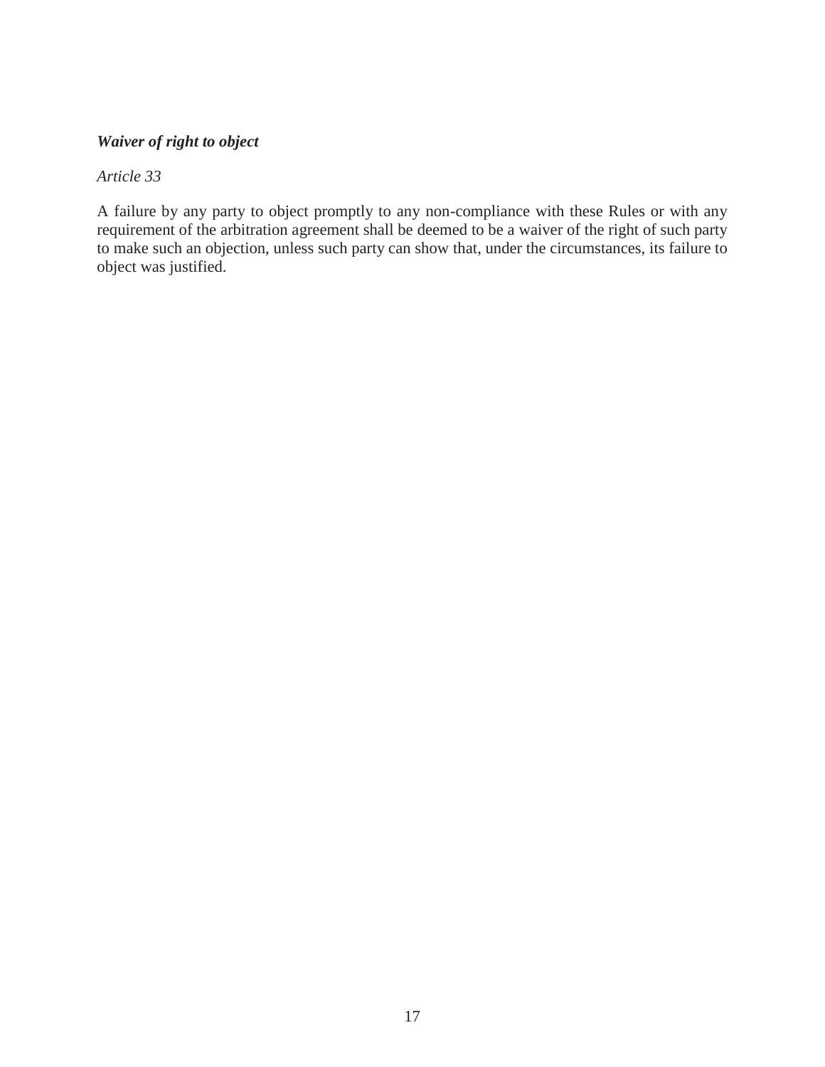***Waiver of right to object***

*Article 33*

A failure by any party to object promptly to any non-compliance with these Rules or with any requirement of the arbitration agreement shall be deemed to be a waiver of the right of such party to make such an objection, unless such party can show that, under the circumstances, its failure to object was justified.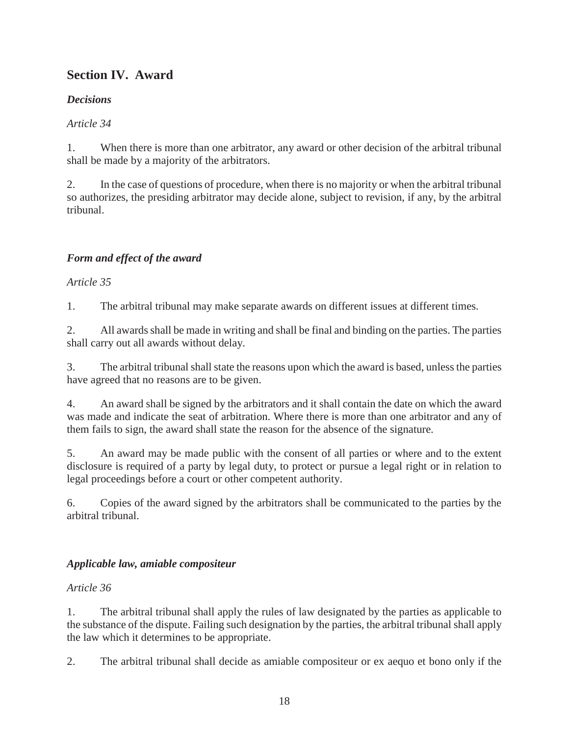## Section IV. Award

### *Decisions*

*Article 34*

1. When there is more than one arbitrator, any award or other decision of the arbitral tribunal shall be made by a majority of the arbitrators.

2. In the case of questions of procedure, when there is no majority or when the arbitral tribunal so authorizes, the presiding arbitrator may decide alone, subject to revision, if any, by the arbitral tribunal.

### *Form and effect of the award*

*Article 35*

1. The arbitral tribunal may make separate awards on different issues at different times.

2. All awards shall be made in writing and shall be final and binding on the parties. The parties shall carry out all awards without delay.

3. The arbitral tribunal shall state the reasons upon which the award is based, unless the parties have agreed that no reasons are to be given.

4. An award shall be signed by the arbitrators and it shall contain the date on which the award was made and indicate the seat of arbitration. Where there is more than one arbitrator and any of them fails to sign, the award shall state the reason for the absence of the signature.

5. An award may be made public with the consent of all parties or where and to the extent disclosure is required of a party by legal duty, to protect or pursue a legal right or in relation to legal proceedings before a court or other competent authority.

6. Copies of the award signed by the arbitrators shall be communicated to the parties by the arbitral tribunal.

### *Applicable law, amiable compositeur*

*Article 36*

1. The arbitral tribunal shall apply the rules of law designated by the parties as applicable to the substance of the dispute. Failing such designation by the parties, the arbitral tribunal shall apply the law which it determines to be appropriate.

2. The arbitral tribunal shall decide as amiable compositeur or ex aequo et bono only if the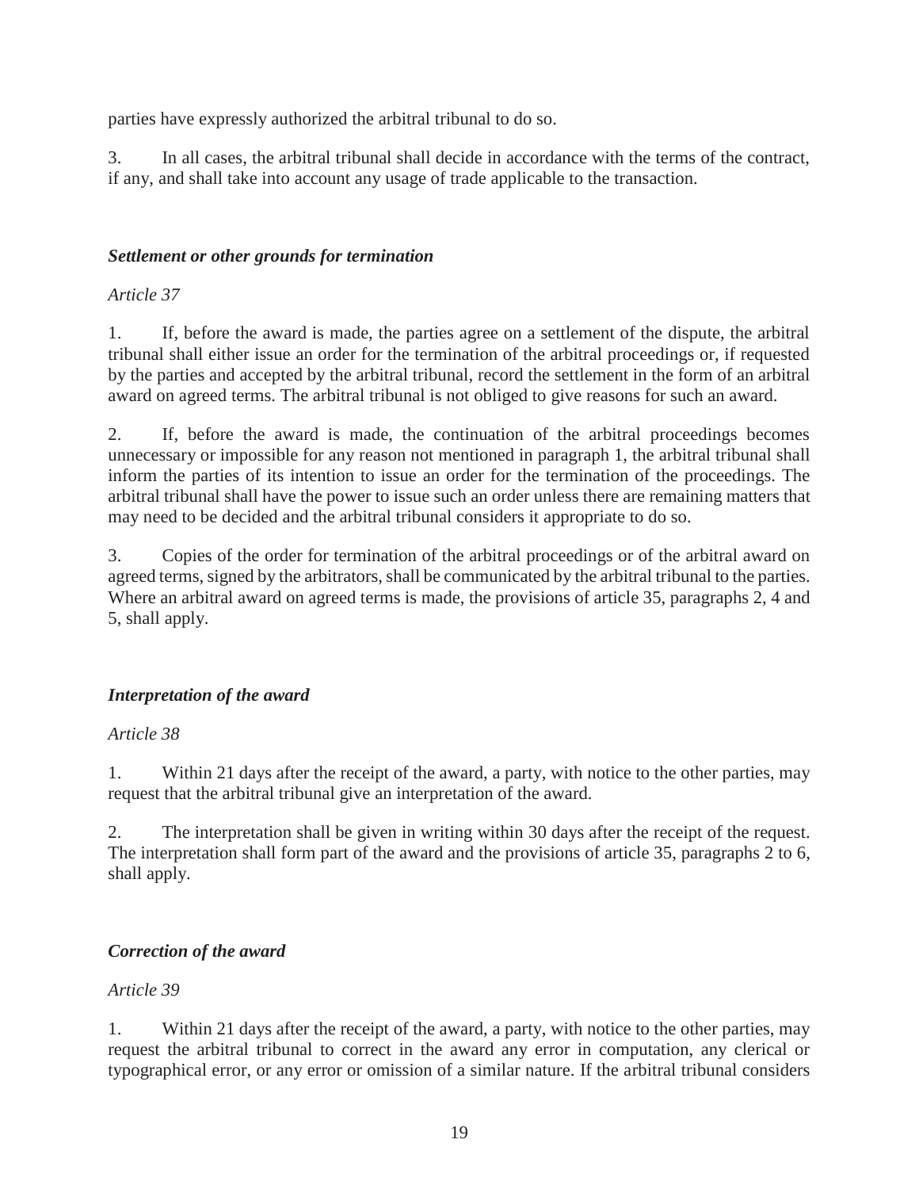parties have expressly authorized the arbitral tribunal to do so.

3. In all cases, the arbitral tribunal shall decide in accordance with the terms of the contract, if any, and shall take into account any usage of trade applicable to the transaction.

### *Settlement or other grounds for termination*

*Article 37*

1. If, before the award is made, the parties agree on a settlement of the dispute, the arbitral tribunal shall either issue an order for the termination of the arbitral proceedings or, if requested by the parties and accepted by the arbitral tribunal, record the settlement in the form of an arbitral award on agreed terms. The arbitral tribunal is not obliged to give reasons for such an award.

2. If, before the award is made, the continuation of the arbitral proceedings becomes unnecessary or impossible for any reason not mentioned in paragraph 1, the arbitral tribunal shall inform the parties of its intention to issue an order for the termination of the proceedings. The arbitral tribunal shall have the power to issue such an order unless there are remaining matters that may need to be decided and the arbitral tribunal considers it appropriate to do so.

3. Copies of the order for termination of the arbitral proceedings or of the arbitral award on agreed terms, signed by the arbitrators, shall be communicated by the arbitral tribunal to the parties. Where an arbitral award on agreed terms is made, the provisions of article 35, paragraphs 2, 4 and 5, shall apply.

### *Interpretation of the award*

*Article 38*

1. Within 21 days after the receipt of the award, a party, with notice to the other parties, may request that the arbitral tribunal give an interpretation of the award.

2. The interpretation shall be given in writing within 30 days after the receipt of the request. The interpretation shall form part of the award and the provisions of article 35, paragraphs 2 to 6, shall apply.

### *Correction of the award*

*Article 39*

1. Within 21 days after the receipt of the award, a party, with notice to the other parties, may request the arbitral tribunal to correct in the award any error in computation, any clerical or typographical error, or any error or omission of a similar nature. If the arbitral tribunal considers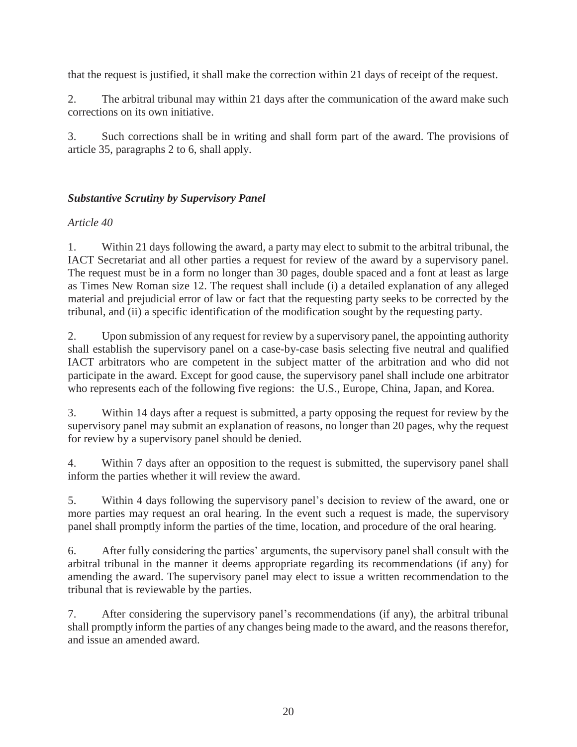that the request is justified, it shall make the correction within 21 days of receipt of the request.

2. The arbitral tribunal may within 21 days after the communication of the award make such corrections on its own initiative.

3. Such corrections shall be in writing and shall form part of the award. The provisions of article 35, paragraphs 2 to 6, shall apply.

***Substantive Scrutiny by Supervisory Panel***

*Article 40*

1. Within 21 days following the award, a party may elect to submit to the arbitral tribunal, the IACT Secretariat and all other parties a request for review of the award by a supervisory panel. The request must be in a form no longer than 30 pages, double spaced and a font at least as large as Times New Roman size 12. The request shall include (i) a detailed explanation of any alleged material and prejudicial error of law or fact that the requesting party seeks to be corrected by the tribunal, and (ii) a specific identification of the modification sought by the requesting party.

2. Upon submission of any request for review by a supervisory panel, the appointing authority shall establish the supervisory panel on a case-by-case basis selecting five neutral and qualified IACT arbitrators who are competent in the subject matter of the arbitration and who did not participate in the award. Except for good cause, the supervisory panel shall include one arbitrator who represents each of the following five regions: the U.S., Europe, China, Japan, and Korea.

3. Within 14 days after a request is submitted, a party opposing the request for review by the supervisory panel may submit an explanation of reasons, no longer than 20 pages, why the request for review by a supervisory panel should be denied.

4. Within 7 days after an opposition to the request is submitted, the supervisory panel shall inform the parties whether it will review the award.

5. Within 4 days following the supervisory panel's decision to review of the award, one or more parties may request an oral hearing. In the event such a request is made, the supervisory panel shall promptly inform the parties of the time, location, and procedure of the oral hearing.

6. After fully considering the parties' arguments, the supervisory panel shall consult with the arbitral tribunal in the manner it deems appropriate regarding its recommendations (if any) for amending the award. The supervisory panel may elect to issue a written recommendation to the tribunal that is reviewable by the parties.

7. After considering the supervisory panel's recommendations (if any), the arbitral tribunal shall promptly inform the parties of any changes being made to the award, and the reasons therefor, and issue an amended award.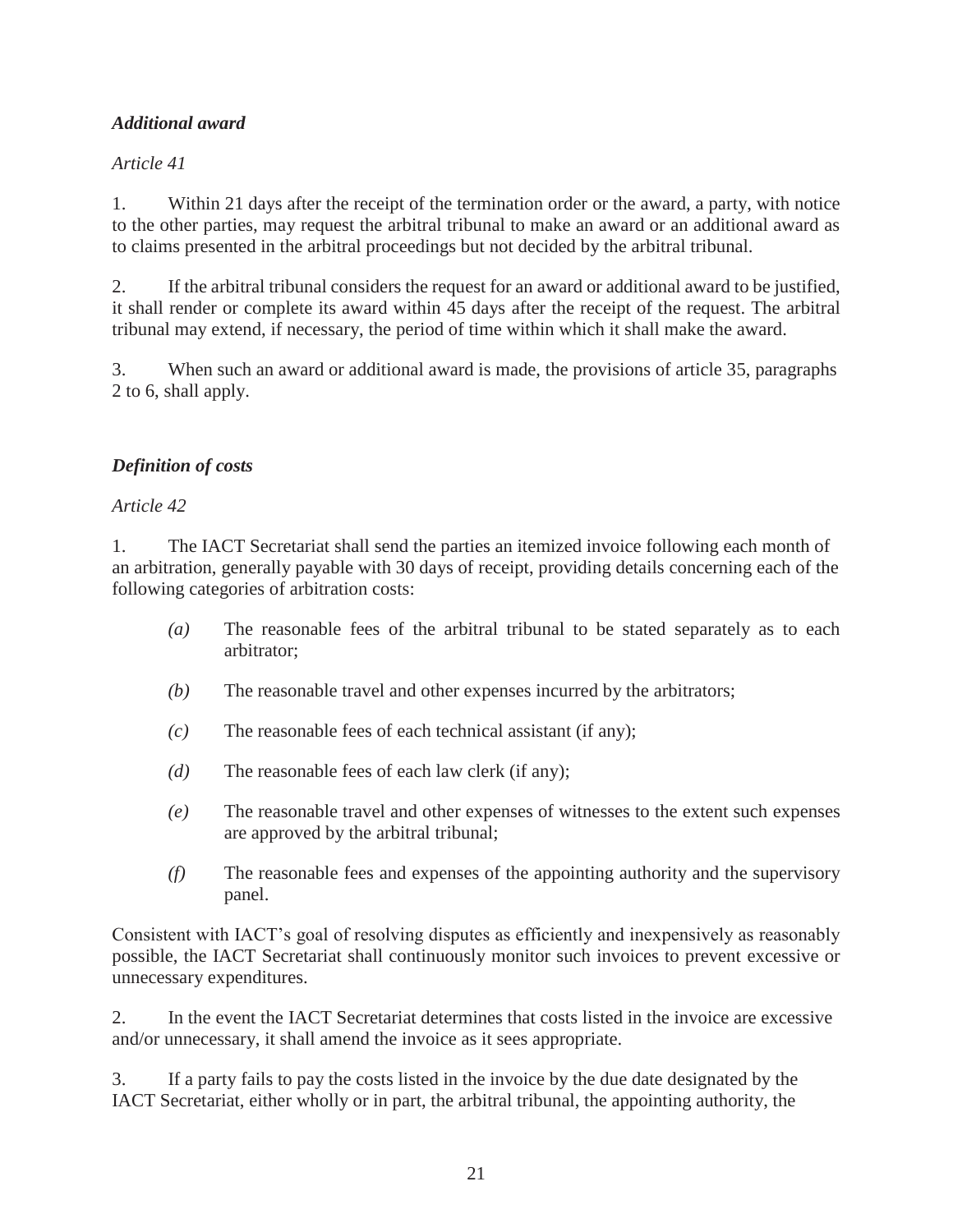***Additional award***

*Article 41*

1. Within 21 days after the receipt of the termination order or the award, a party, with notice to the other parties, may request the arbitral tribunal to make an award or an additional award as to claims presented in the arbitral proceedings but not decided by the arbitral tribunal.

2. If the arbitral tribunal considers the request for an award or additional award to be justified, it shall render or complete its award within 45 days after the receipt of the request. The arbitral tribunal may extend, if necessary, the period of time within which it shall make the award.

3. When such an award or additional award is made, the provisions of article 35, paragraphs 2 to 6, shall apply.

***Definition of costs***

*Article 42*

1. The IACT Secretariat shall send the parties an itemized invoice following each month of an arbitration, generally payable with 30 days of receipt, providing details concerning each of the following categories of arbitration costs:

   *(a)* The reasonable fees of the arbitral tribunal to be stated separately as to each arbitrator;

   *(b)* The reasonable travel and other expenses incurred by the arbitrators;

   *(c)* The reasonable fees of each technical assistant (if any);

   *(d)* The reasonable fees of each law clerk (if any);

   *(e)* The reasonable travel and other expenses of witnesses to the extent such expenses are approved by the arbitral tribunal;

   *(f)* The reasonable fees and expenses of the appointing authority and the supervisory panel.

Consistent with IACT's goal of resolving disputes as efficiently and inexpensively as reasonably possible, the IACT Secretariat shall continuously monitor such invoices to prevent excessive or unnecessary expenditures.

2. In the event the IACT Secretariat determines that costs listed in the invoice are excessive and/or unnecessary, it shall amend the invoice as it sees appropriate.

3. If a party fails to pay the costs listed in the invoice by the due date designated by the IACT Secretariat, either wholly or in part, the arbitral tribunal, the appointing authority, the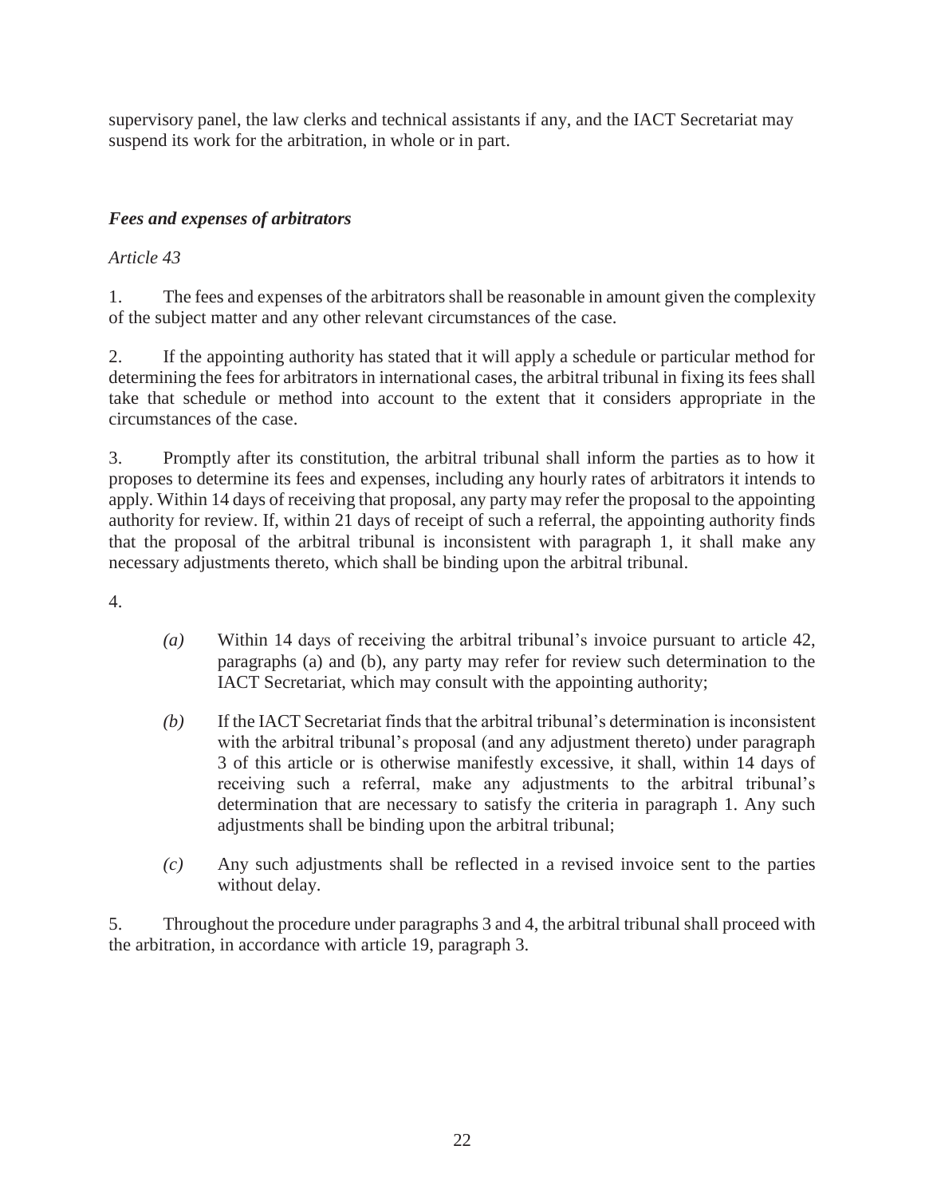supervisory panel, the law clerks and technical assistants if any, and the IACT Secretariat may suspend its work for the arbitration, in whole or in part.

### *Fees and expenses of arbitrators*

*Article 43*

1. The fees and expenses of the arbitrators shall be reasonable in amount given the complexity of the subject matter and any other relevant circumstances of the case.

2. If the appointing authority has stated that it will apply a schedule or particular method for determining the fees for arbitrators in international cases, the arbitral tribunal in fixing its fees shall take that schedule or method into account to the extent that it considers appropriate in the circumstances of the case.

3. Promptly after its constitution, the arbitral tribunal shall inform the parties as to how it proposes to determine its fees and expenses, including any hourly rates of arbitrators it intends to apply. Within 14 days of receiving that proposal, any party may refer the proposal to the appointing authority for review. If, within 21 days of receipt of such a referral, the appointing authority finds that the proposal of the arbitral tribunal is inconsistent with paragraph 1, it shall make any necessary adjustments thereto, which shall be binding upon the arbitral tribunal.

4.

- *(a)* Within 14 days of receiving the arbitral tribunal's invoice pursuant to article 42, paragraphs (a) and (b), any party may refer for review such determination to the IACT Secretariat, which may consult with the appointing authority;

- *(b)* If the IACT Secretariat finds that the arbitral tribunal's determination is inconsistent with the arbitral tribunal's proposal (and any adjustment thereto) under paragraph 3 of this article or is otherwise manifestly excessive, it shall, within 14 days of receiving such a referral, make any adjustments to the arbitral tribunal's determination that are necessary to satisfy the criteria in paragraph 1. Any such adjustments shall be binding upon the arbitral tribunal;

- *(c)* Any such adjustments shall be reflected in a revised invoice sent to the parties without delay.

5. Throughout the procedure under paragraphs 3 and 4, the arbitral tribunal shall proceed with the arbitration, in accordance with article 19, paragraph 3.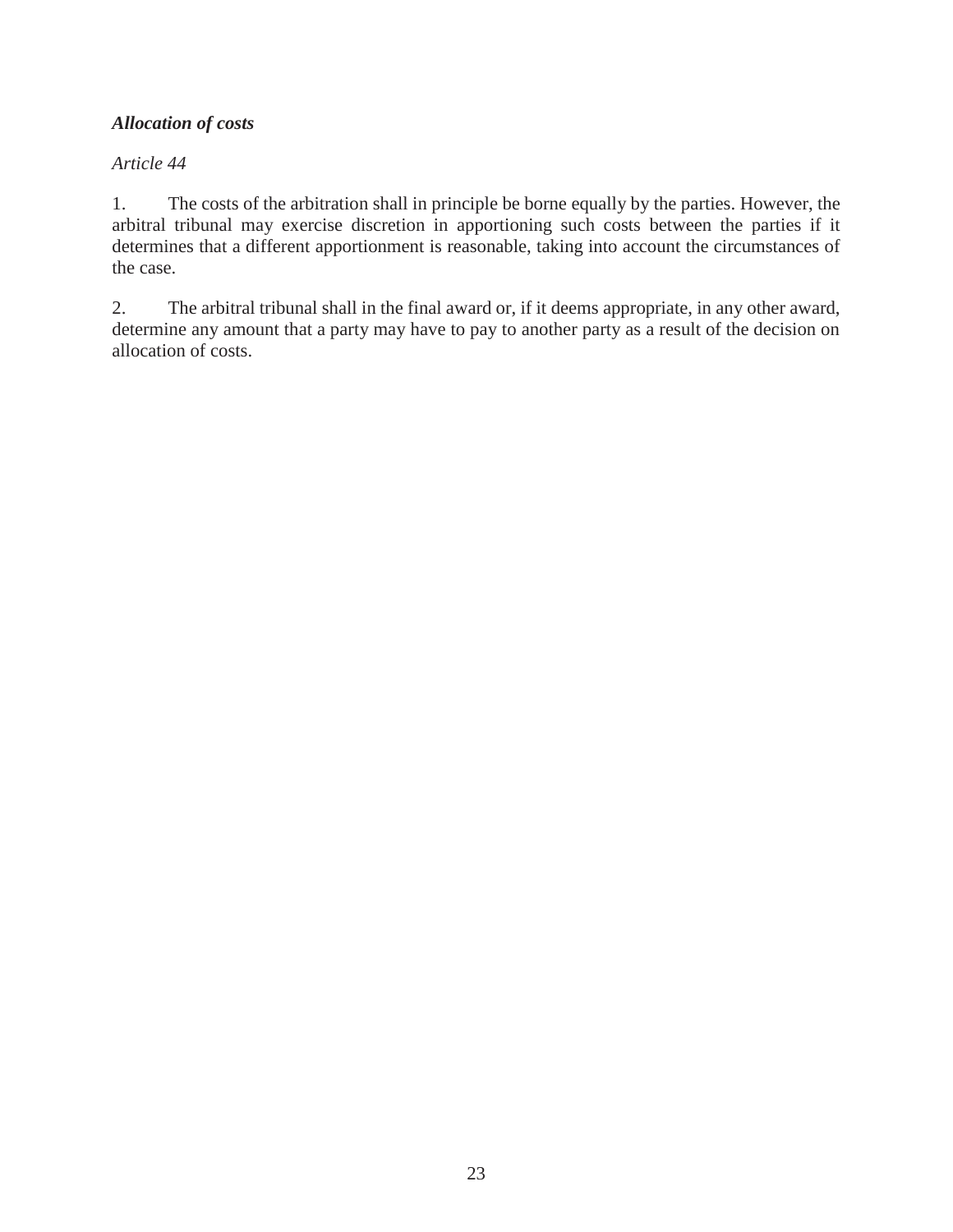***Allocation of costs***

*Article 44*

1. The costs of the arbitration shall in principle be borne equally by the parties. However, the arbitral tribunal may exercise discretion in apportioning such costs between the parties if it determines that a different apportionment is reasonable, taking into account the circumstances of the case.

2. The arbitral tribunal shall in the final award or, if it deems appropriate, in any other award, determine any amount that a party may have to pay to another party as a result of the decision on allocation of costs.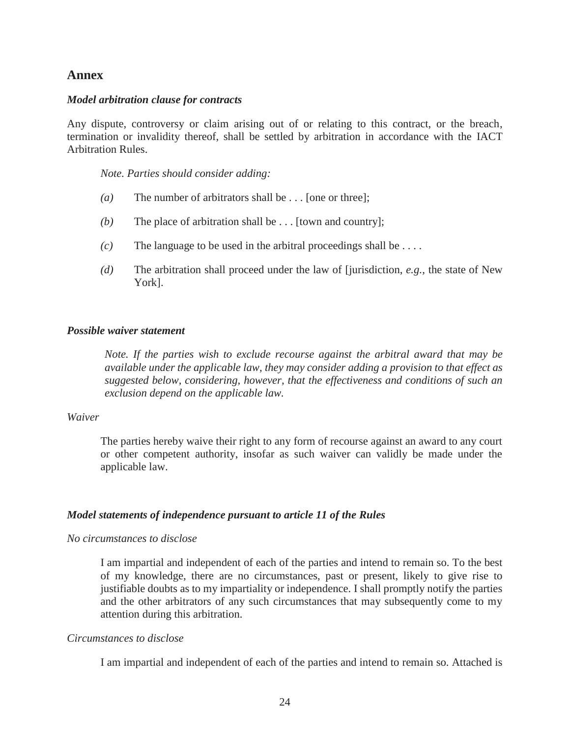## Annex

### *Model arbitration clause for contracts*

Any dispute, controversy or claim arising out of or relating to this contract, or the breach, termination or invalidity thereof, shall be settled by arbitration in accordance with the IACT Arbitration Rules.

> *Note. Parties should consider adding:*
>
> *(a)* The number of arbitrators shall be . . . [one or three];
>
> *(b)* The place of arbitration shall be . . . [town and country];
>
> *(c)* The language to be used in the arbitral proceedings shall be . . . .
>
> *(d)* The arbitration shall proceed under the law of [jurisdiction, *e.g.*, the state of New York].

### *Possible waiver statement*

> *Note. If the parties wish to exclude recourse against the arbitral award that may be available under the applicable law, they may consider adding a provision to that effect as suggested below, considering, however, that the effectiveness and conditions of such an exclusion depend on the applicable law.*

*Waiver*

> The parties hereby waive their right to any form of recourse against an award to any court or other competent authority, insofar as such waiver can validly be made under the applicable law.

### *Model statements of independence pursuant to article 11 of the Rules*

*No circumstances to disclose*

> I am impartial and independent of each of the parties and intend to remain so. To the best of my knowledge, there are no circumstances, past or present, likely to give rise to justifiable doubts as to my impartiality or independence. I shall promptly notify the parties and the other arbitrators of any such circumstances that may subsequently come to my attention during this arbitration.

*Circumstances to disclose*

> I am impartial and independent of each of the parties and intend to remain so. Attached is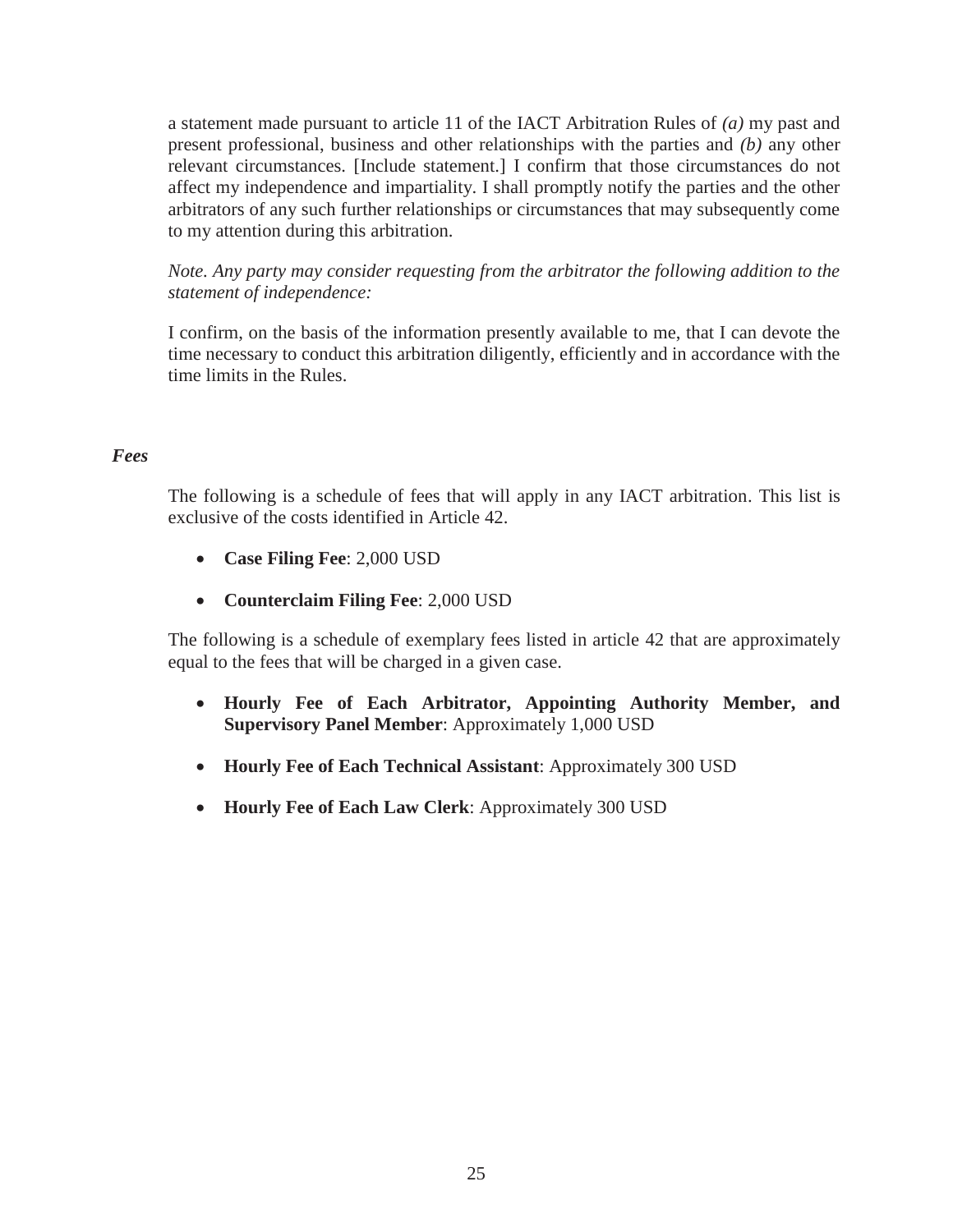a statement made pursuant to article 11 of the IACT Arbitration Rules of *(a)* my past and present professional, business and other relationships with the parties and *(b)* any other relevant circumstances. [Include statement.] I confirm that those circumstances do not affect my independence and impartiality. I shall promptly notify the parties and the other arbitrators of any such further relationships or circumstances that may subsequently come to my attention during this arbitration.

*Note. Any party may consider requesting from the arbitrator the following addition to the statement of independence:*

I confirm, on the basis of the information presently available to me, that I can devote the time necessary to conduct this arbitration diligently, efficiently and in accordance with the time limits in the Rules.

### *Fees*

The following is a schedule of fees that will apply in any IACT arbitration. This list is exclusive of the costs identified in Article 42.

- **Case Filing Fee**: 2,000 USD
- **Counterclaim Filing Fee**: 2,000 USD

The following is a schedule of exemplary fees listed in article 42 that are approximately equal to the fees that will be charged in a given case.

- **Hourly Fee of Each Arbitrator, Appointing Authority Member, and Supervisory Panel Member**: Approximately 1,000 USD
- **Hourly Fee of Each Technical Assistant**: Approximately 300 USD
- **Hourly Fee of Each Law Clerk**: Approximately 300 USD